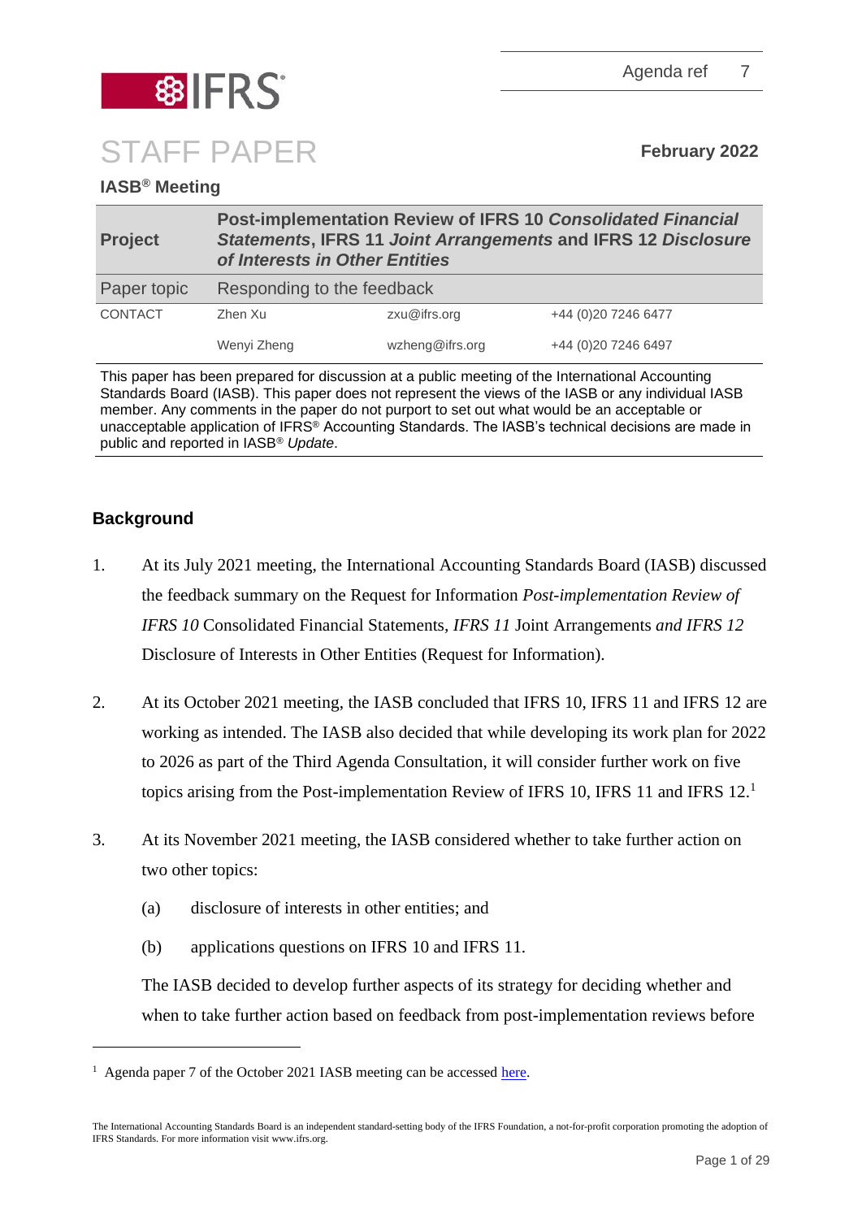Agenda ref 7

# STAFF PAPER

**February 2022**

**IASB® Meeting**

| **Project** | **Post-implementation Review of IFRS 10 *Consolidated Financial Statements*, IFRS 11 *Joint Arrangements* and IFRS 12 *Disclosure of Interests in Other Entities*** | | |
|---|---|---|---|
| Paper topic | Responding to the feedback | | |
| CONTACT | Zhen Xu | zxu@ifrs.org | +44 (0)20 7246 6477 |
| | Wenyi Zheng | wzheng@ifrs.org | +44 (0)20 7246 6497 |

This paper has been prepared for discussion at a public meeting of the International Accounting Standards Board (IASB). This paper does not represent the views of the IASB or any individual IASB member. Any comments in the paper do not purport to set out what would be an acceptable or unacceptable application of IFRS® Accounting Standards. The IASB's technical decisions are made in public and reported in IASB® *Update*.

## Background

1. At its July 2021 meeting, the International Accounting Standards Board (IASB) discussed the feedback summary on the Request for Information *Post-implementation Review of IFRS 10* Consolidated Financial Statements*, IFRS 11* Joint Arrangements *and IFRS 12* Disclosure of Interests in Other Entities (Request for Information).

2. At its October 2021 meeting, the IASB concluded that IFRS 10, IFRS 11 and IFRS 12 are working as intended. The IASB also decided that while developing its work plan for 2022 to 2026 as part of the Third Agenda Consultation, it will consider further work on five topics arising from the Post-implementation Review of IFRS 10, IFRS 11 and IFRS 12.[1]

3. At its November 2021 meeting, the IASB considered whether to take further action on two other topics:

   (a) disclosure of interests in other entities; and

   (b) applications questions on IFRS 10 and IFRS 11.

   The IASB decided to develop further aspects of its strategy for deciding whether and when to take further action based on feedback from post-implementation reviews before

[1] Agenda paper 7 of the October 2021 IASB meeting can be accessed here.

The International Accounting Standards Board is an independent standard-setting body of the IFRS Foundation, a not-for-profit corporation promoting the adoption of IFRS Standards. For more information visit www.ifrs.org.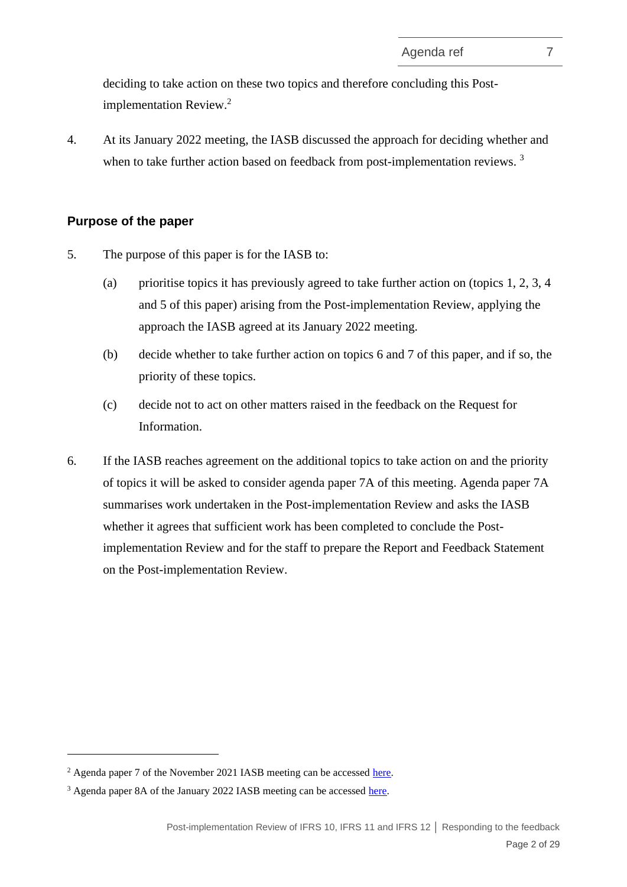deciding to take action on these two topics and therefore concluding this Post-implementation Review.[2]

4. At its January 2022 meeting, the IASB discussed the approach for deciding whether and when to take further action based on feedback from post-implementation reviews.[3]

## Purpose of the paper

5. The purpose of this paper is for the IASB to:

   (a) prioritise topics it has previously agreed to take further action on (topics 1, 2, 3, 4 and 5 of this paper) arising from the Post-implementation Review, applying the approach the IASB agreed at its January 2022 meeting.

   (b) decide whether to take further action on topics 6 and 7 of this paper, and if so, the priority of these topics.

   (c) decide not to act on other matters raised in the feedback on the Request for Information.

6. If the IASB reaches agreement on the additional topics to take action on and the priority of topics it will be asked to consider agenda paper 7A of this meeting. Agenda paper 7A summarises work undertaken in the Post-implementation Review and asks the IASB whether it agrees that sufficient work has been completed to conclude the Post-implementation Review and for the staff to prepare the Report and Feedback Statement on the Post-implementation Review.

---

[2] Agenda paper 7 of the November 2021 IASB meeting can be accessed here.

[3] Agenda paper 8A of the January 2022 IASB meeting can be accessed here.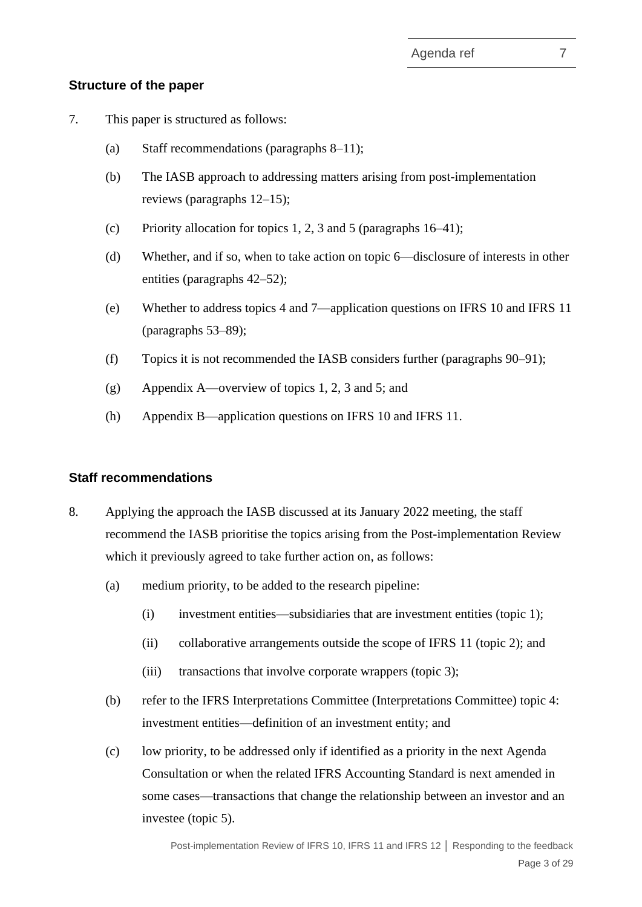## Structure of the paper

7. This paper is structured as follows:

   (a) Staff recommendations (paragraphs 8–11);

   (b) The IASB approach to addressing matters arising from post-implementation reviews (paragraphs 12–15);

   (c) Priority allocation for topics 1, 2, 3 and 5 (paragraphs 16–41);

   (d) Whether, and if so, when to take action on topic 6—disclosure of interests in other entities (paragraphs 42–52);

   (e) Whether to address topics 4 and 7—application questions on IFRS 10 and IFRS 11 (paragraphs 53–89);

   (f) Topics it is not recommended the IASB considers further (paragraphs 90–91);

   (g) Appendix A—overview of topics 1, 2, 3 and 5; and

   (h) Appendix B—application questions on IFRS 10 and IFRS 11.

## Staff recommendations

8. Applying the approach the IASB discussed at its January 2022 meeting, the staff recommend the IASB prioritise the topics arising from the Post-implementation Review which it previously agreed to take further action on, as follows:

   (a) medium priority, to be added to the research pipeline:

      (i) investment entities—subsidiaries that are investment entities (topic 1);

      (ii) collaborative arrangements outside the scope of IFRS 11 (topic 2); and

      (iii) transactions that involve corporate wrappers (topic 3);

   (b) refer to the IFRS Interpretations Committee (Interpretations Committee) topic 4: investment entities—definition of an investment entity; and

   (c) low priority, to be addressed only if identified as a priority in the next Agenda Consultation or when the related IFRS Accounting Standard is next amended in some cases—transactions that change the relationship between an investor and an investee (topic 5).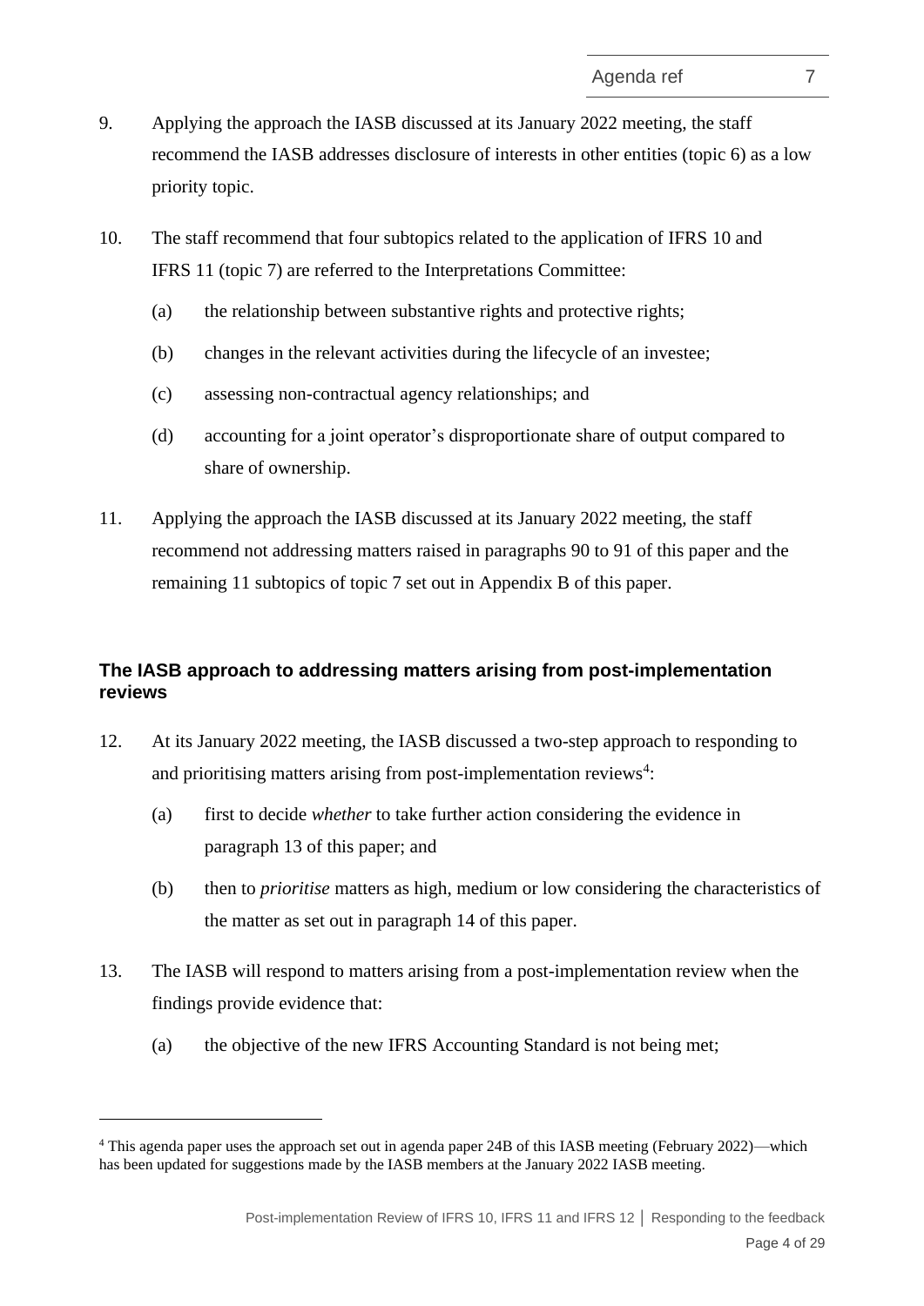9. Applying the approach the IASB discussed at its January 2022 meeting, the staff recommend the IASB addresses disclosure of interests in other entities (topic 6) as a low priority topic.

10. The staff recommend that four subtopics related to the application of IFRS 10 and IFRS 11 (topic 7) are referred to the Interpretations Committee:

    (a) the relationship between substantive rights and protective rights;

    (b) changes in the relevant activities during the lifecycle of an investee;

    (c) assessing non-contractual agency relationships; and

    (d) accounting for a joint operator's disproportionate share of output compared to share of ownership.

11. Applying the approach the IASB discussed at its January 2022 meeting, the staff recommend not addressing matters raised in paragraphs 90 to 91 of this paper and the remaining 11 subtopics of topic 7 set out in Appendix B of this paper.

## The IASB approach to addressing matters arising from post-implementation reviews

12. At its January 2022 meeting, the IASB discussed a two-step approach to responding to and prioritising matters arising from post-implementation reviews[4]:

    (a) first to decide *whether* to take further action considering the evidence in paragraph 13 of this paper; and

    (b) then to *prioritise* matters as high, medium or low considering the characteristics of the matter as set out in paragraph 14 of this paper.

13. The IASB will respond to matters arising from a post-implementation review when the findings provide evidence that:

    (a) the objective of the new IFRS Accounting Standard is not being met;

[4] This agenda paper uses the approach set out in agenda paper 24B of this IASB meeting (February 2022)—which has been updated for suggestions made by the IASB members at the January 2022 IASB meeting.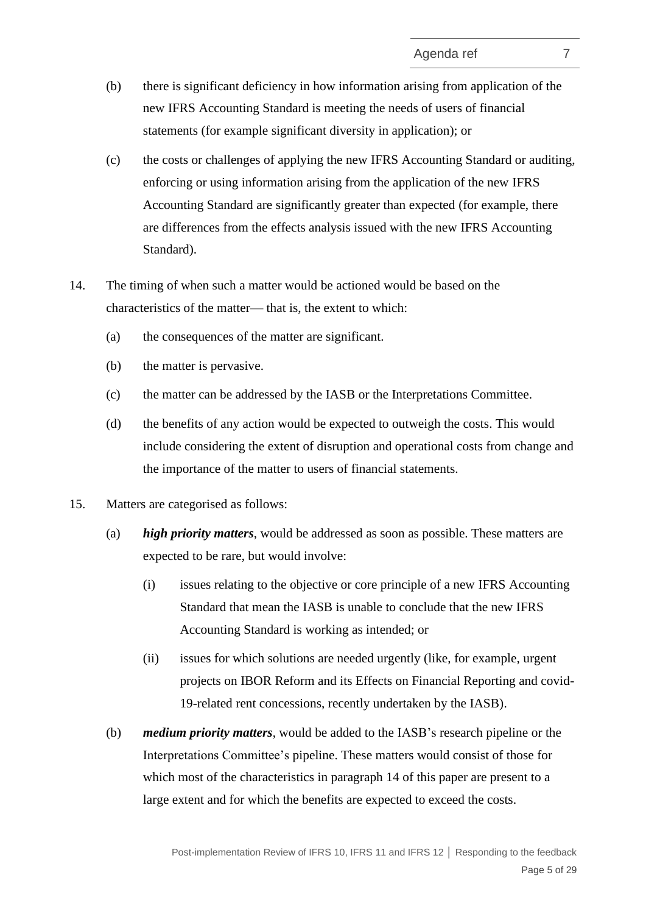(b) there is significant deficiency in how information arising from application of the new IFRS Accounting Standard is meeting the needs of users of financial statements (for example significant diversity in application); or

(c) the costs or challenges of applying the new IFRS Accounting Standard or auditing, enforcing or using information arising from the application of the new IFRS Accounting Standard are significantly greater than expected (for example, there are differences from the effects analysis issued with the new IFRS Accounting Standard).

14. The timing of when such a matter would be actioned would be based on the characteristics of the matter— that is, the extent to which:

(a) the consequences of the matter are significant.

(b) the matter is pervasive.

(c) the matter can be addressed by the IASB or the Interpretations Committee.

(d) the benefits of any action would be expected to outweigh the costs. This would include considering the extent of disruption and operational costs from change and the importance of the matter to users of financial statements.

15. Matters are categorised as follows:

(a) ***high priority matters***, would be addressed as soon as possible. These matters are expected to be rare, but would involve:

(i) issues relating to the objective or core principle of a new IFRS Accounting Standard that mean the IASB is unable to conclude that the new IFRS Accounting Standard is working as intended; or

(ii) issues for which solutions are needed urgently (like, for example, urgent projects on IBOR Reform and its Effects on Financial Reporting and covid-19-related rent concessions, recently undertaken by the IASB).

(b) ***medium priority matters***, would be added to the IASB's research pipeline or the Interpretations Committee's pipeline. These matters would consist of those for which most of the characteristics in paragraph 14 of this paper are present to a large extent and for which the benefits are expected to exceed the costs.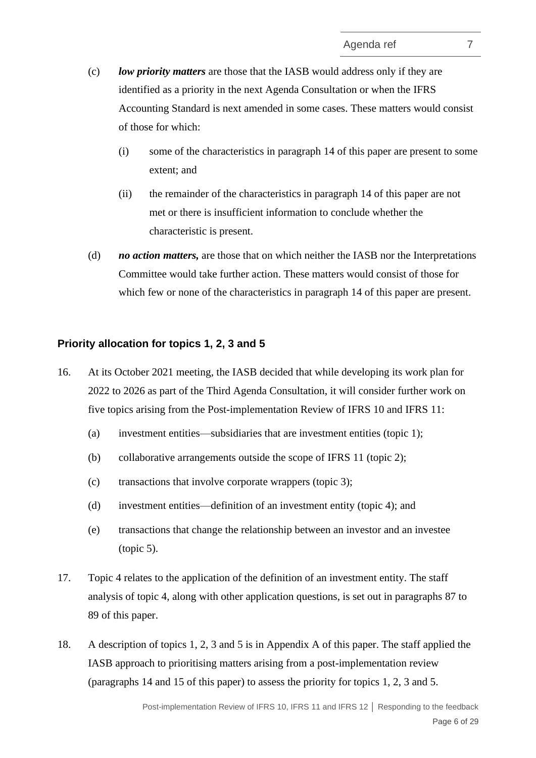(c) ***low priority matters*** are those that the IASB would address only if they are identified as a priority in the next Agenda Consultation or when the IFRS Accounting Standard is next amended in some cases. These matters would consist of those for which:

  (i) some of the characteristics in paragraph 14 of this paper are present to some extent; and

  (ii) the remainder of the characteristics in paragraph 14 of this paper are not met or there is insufficient information to conclude whether the characteristic is present.

(d) ***no action matters,*** are those that on which neither the IASB nor the Interpretations Committee would take further action. These matters would consist of those for which few or none of the characteristics in paragraph 14 of this paper are present.

### Priority allocation for topics 1, 2, 3 and 5

16. At its October 2021 meeting, the IASB decided that while developing its work plan for 2022 to 2026 as part of the Third Agenda Consultation, it will consider further work on five topics arising from the Post-implementation Review of IFRS 10 and IFRS 11:

  (a) investment entities—subsidiaries that are investment entities (topic 1);

  (b) collaborative arrangements outside the scope of IFRS 11 (topic 2);

  (c) transactions that involve corporate wrappers (topic 3);

  (d) investment entities—definition of an investment entity (topic 4); and

  (e) transactions that change the relationship between an investor and an investee (topic 5).

17. Topic 4 relates to the application of the definition of an investment entity. The staff analysis of topic 4, along with other application questions, is set out in paragraphs 87 to 89 of this paper.

18. A description of topics 1, 2, 3 and 5 is in Appendix A of this paper. The staff applied the IASB approach to prioritising matters arising from a post-implementation review (paragraphs 14 and 15 of this paper) to assess the priority for topics 1, 2, 3 and 5.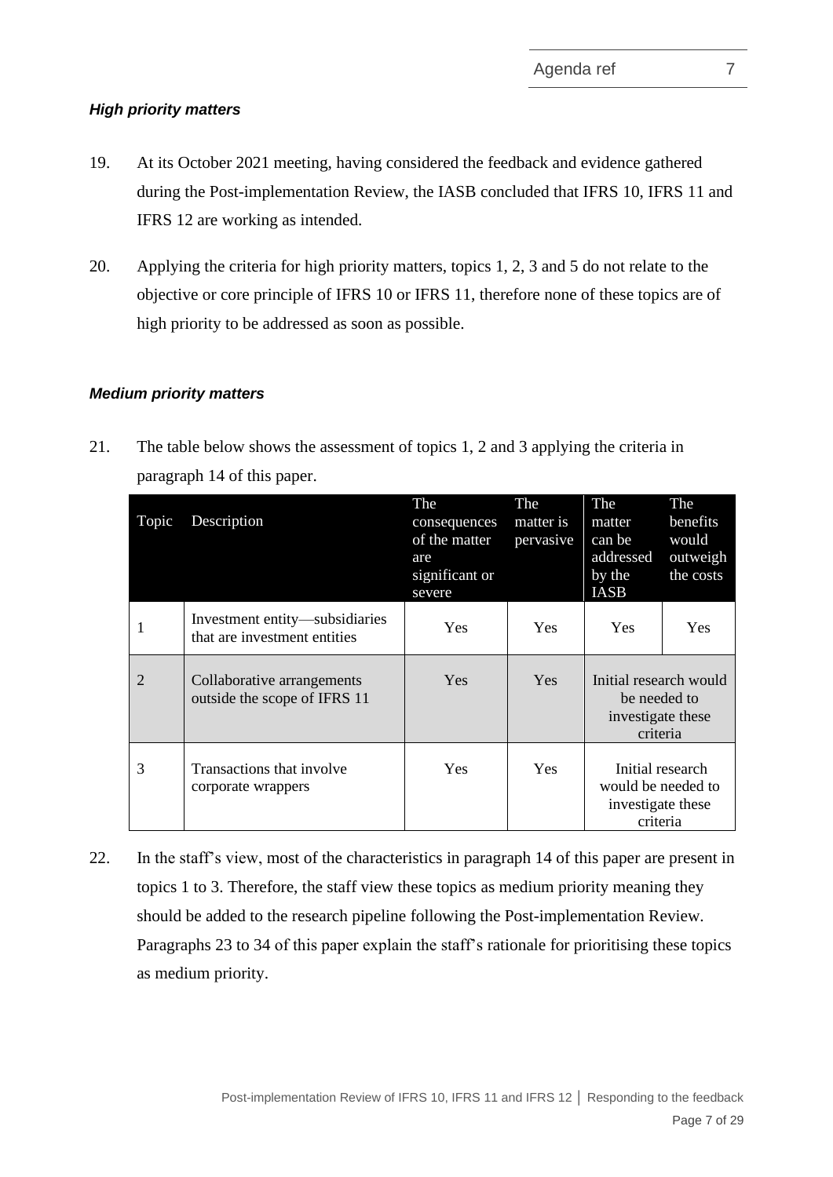### *High priority matters*

19. At its October 2021 meeting, having considered the feedback and evidence gathered during the Post-implementation Review, the IASB concluded that IFRS 10, IFRS 11 and IFRS 12 are working as intended.

20. Applying the criteria for high priority matters, topics 1, 2, 3 and 5 do not relate to the objective or core principle of IFRS 10 or IFRS 11, therefore none of these topics are of high priority to be addressed as soon as possible.

### *Medium priority matters*

21. The table below shows the assessment of topics 1, 2 and 3 applying the criteria in paragraph 14 of this paper.

| Topic | Description | The consequences of the matter are significant or severe | The matter is pervasive | The matter can be addressed by the IASB | The benefits would outweigh the costs |
|---|---|---|---|---|---|
| 1 | Investment entity—subsidiaries that are investment entities | Yes | Yes | Yes | Yes |
| 2 | Collaborative arrangements outside the scope of IFRS 11 | Yes | Yes | Initial research would be needed to investigate these criteria | |
| 3 | Transactions that involve corporate wrappers | Yes | Yes | Initial research would be needed to investigate these criteria | |

22. In the staff's view, most of the characteristics in paragraph 14 of this paper are present in topics 1 to 3. Therefore, the staff view these topics as medium priority meaning they should be added to the research pipeline following the Post-implementation Review. Paragraphs 23 to 34 of this paper explain the staff's rationale for prioritising these topics as medium priority.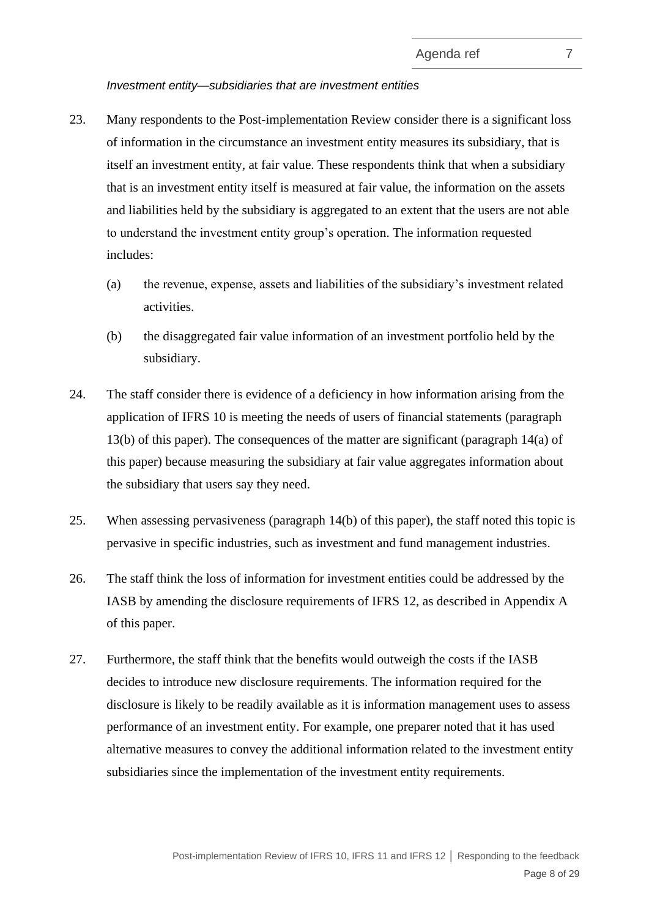*Investment entity—subsidiaries that are investment entities*

23. Many respondents to the Post-implementation Review consider there is a significant loss of information in the circumstance an investment entity measures its subsidiary, that is itself an investment entity, at fair value. These respondents think that when a subsidiary that is an investment entity itself is measured at fair value, the information on the assets and liabilities held by the subsidiary is aggregated to an extent that the users are not able to understand the investment entity group's operation. The information requested includes:

    (a) the revenue, expense, assets and liabilities of the subsidiary's investment related activities.

    (b) the disaggregated fair value information of an investment portfolio held by the subsidiary.

24. The staff consider there is evidence of a deficiency in how information arising from the application of IFRS 10 is meeting the needs of users of financial statements (paragraph 13(b) of this paper). The consequences of the matter are significant (paragraph 14(a) of this paper) because measuring the subsidiary at fair value aggregates information about the subsidiary that users say they need.

25. When assessing pervasiveness (paragraph 14(b) of this paper), the staff noted this topic is pervasive in specific industries, such as investment and fund management industries.

26. The staff think the loss of information for investment entities could be addressed by the IASB by amending the disclosure requirements of IFRS 12, as described in Appendix A of this paper.

27. Furthermore, the staff think that the benefits would outweigh the costs if the IASB decides to introduce new disclosure requirements. The information required for the disclosure is likely to be readily available as it is information management uses to assess performance of an investment entity. For example, one preparer noted that it has used alternative measures to convey the additional information related to the investment entity subsidiaries since the implementation of the investment entity requirements.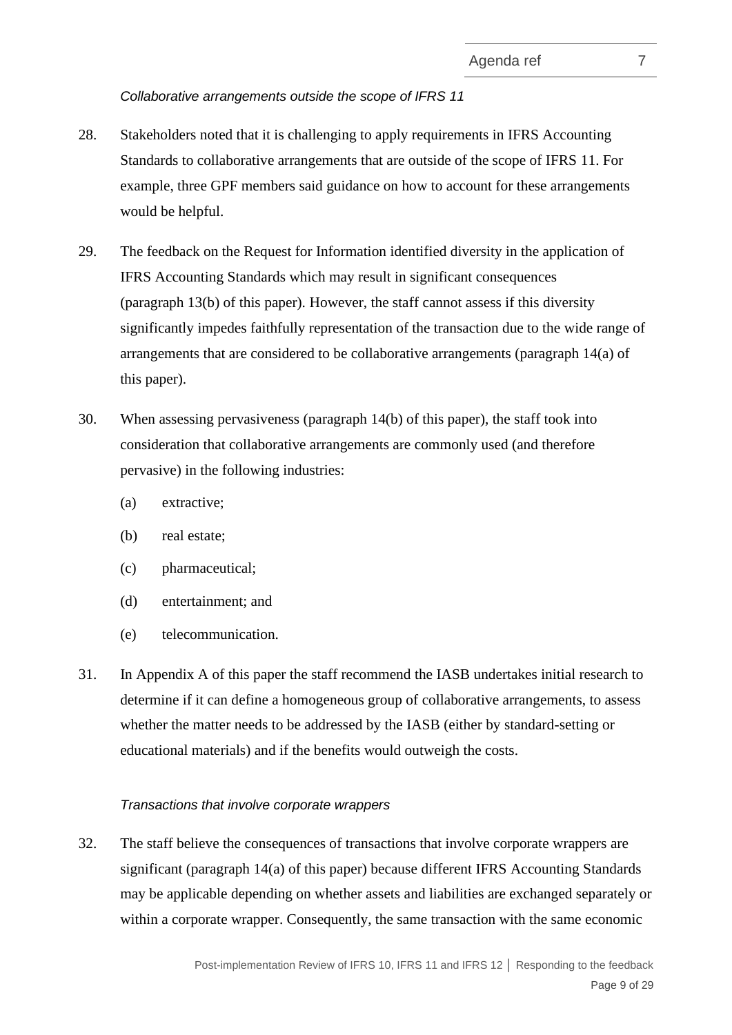*Collaborative arrangements outside the scope of IFRS 11*

28. Stakeholders noted that it is challenging to apply requirements in IFRS Accounting Standards to collaborative arrangements that are outside of the scope of IFRS 11. For example, three GPF members said guidance on how to account for these arrangements would be helpful.

29. The feedback on the Request for Information identified diversity in the application of IFRS Accounting Standards which may result in significant consequences (paragraph 13(b) of this paper). However, the staff cannot assess if this diversity significantly impedes faithfully representation of the transaction due to the wide range of arrangements that are considered to be collaborative arrangements (paragraph 14(a) of this paper).

30. When assessing pervasiveness (paragraph 14(b) of this paper), the staff took into consideration that collaborative arrangements are commonly used (and therefore pervasive) in the following industries:

    (a) extractive;

    (b) real estate;

    (c) pharmaceutical;

    (d) entertainment; and

    (e) telecommunication.

31. In Appendix A of this paper the staff recommend the IASB undertakes initial research to determine if it can define a homogeneous group of collaborative arrangements, to assess whether the matter needs to be addressed by the IASB (either by standard-setting or educational materials) and if the benefits would outweigh the costs.

*Transactions that involve corporate wrappers*

32. The staff believe the consequences of transactions that involve corporate wrappers are significant (paragraph 14(a) of this paper) because different IFRS Accounting Standards may be applicable depending on whether assets and liabilities are exchanged separately or within a corporate wrapper. Consequently, the same transaction with the same economic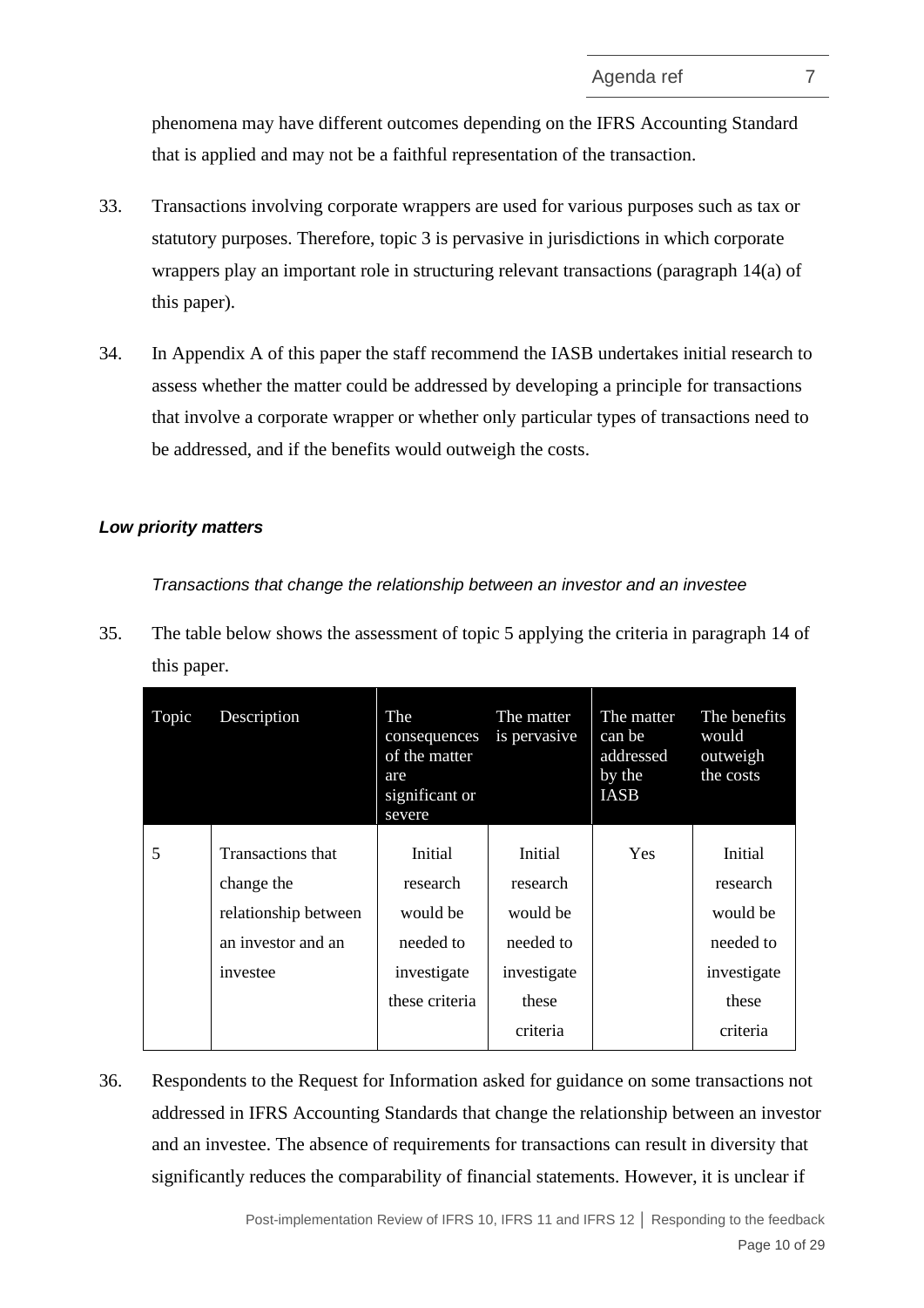phenomena may have different outcomes depending on the IFRS Accounting Standard that is applied and may not be a faithful representation of the transaction.

33. Transactions involving corporate wrappers are used for various purposes such as tax or statutory purposes. Therefore, topic 3 is pervasive in jurisdictions in which corporate wrappers play an important role in structuring relevant transactions (paragraph 14(a) of this paper).

34. In Appendix A of this paper the staff recommend the IASB undertakes initial research to assess whether the matter could be addressed by developing a principle for transactions that involve a corporate wrapper or whether only particular types of transactions need to be addressed, and if the benefits would outweigh the costs.

#### *Low priority matters*

*Transactions that change the relationship between an investor and an investee*

35. The table below shows the assessment of topic 5 applying the criteria in paragraph 14 of this paper.

| Topic | Description | The consequences of the matter are significant or severe | The matter is pervasive | The matter can be addressed by the IASB | The benefits would outweigh the costs |
|---|---|---|---|---|---|
| 5 | Transactions that change the relationship between an investor and an investee | Initial research would be needed to investigate these criteria | Initial research would be needed to investigate these criteria | Yes | Initial research would be needed to investigate these criteria |

36. Respondents to the Request for Information asked for guidance on some transactions not addressed in IFRS Accounting Standards that change the relationship between an investor and an investee. The absence of requirements for transactions can result in diversity that significantly reduces the comparability of financial statements. However, it is unclear if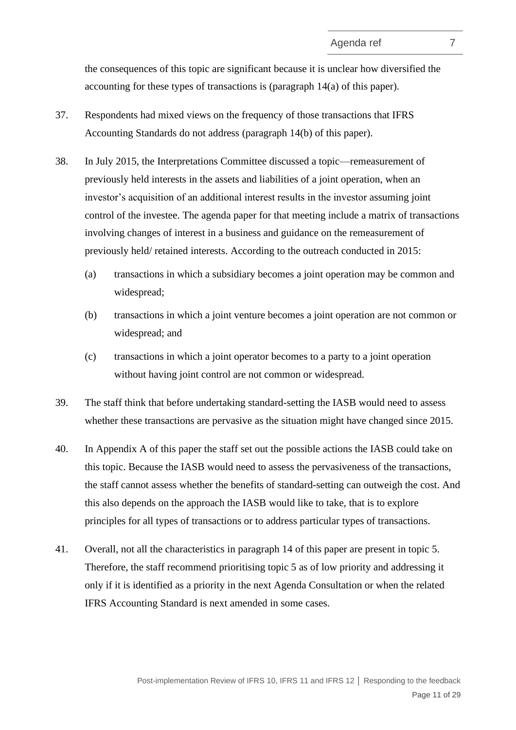the consequences of this topic are significant because it is unclear how diversified the accounting for these types of transactions is (paragraph 14(a) of this paper).

37. Respondents had mixed views on the frequency of those transactions that IFRS Accounting Standards do not address (paragraph 14(b) of this paper).

38. In July 2015, the Interpretations Committee discussed a topic—remeasurement of previously held interests in the assets and liabilities of a joint operation, when an investor's acquisition of an additional interest results in the investor assuming joint control of the investee. The agenda paper for that meeting include a matrix of transactions involving changes of interest in a business and guidance on the remeasurement of previously held/ retained interests. According to the outreach conducted in 2015:

    (a) transactions in which a subsidiary becomes a joint operation may be common and widespread;

    (b) transactions in which a joint venture becomes a joint operation are not common or widespread; and

    (c) transactions in which a joint operator becomes to a party to a joint operation without having joint control are not common or widespread.

39. The staff think that before undertaking standard-setting the IASB would need to assess whether these transactions are pervasive as the situation might have changed since 2015.

40. In Appendix A of this paper the staff set out the possible actions the IASB could take on this topic. Because the IASB would need to assess the pervasiveness of the transactions, the staff cannot assess whether the benefits of standard-setting can outweigh the cost. And this also depends on the approach the IASB would like to take, that is to explore principles for all types of transactions or to address particular types of transactions.

41. Overall, not all the characteristics in paragraph 14 of this paper are present in topic 5. Therefore, the staff recommend prioritising topic 5 as of low priority and addressing it only if it is identified as a priority in the next Agenda Consultation or when the related IFRS Accounting Standard is next amended in some cases.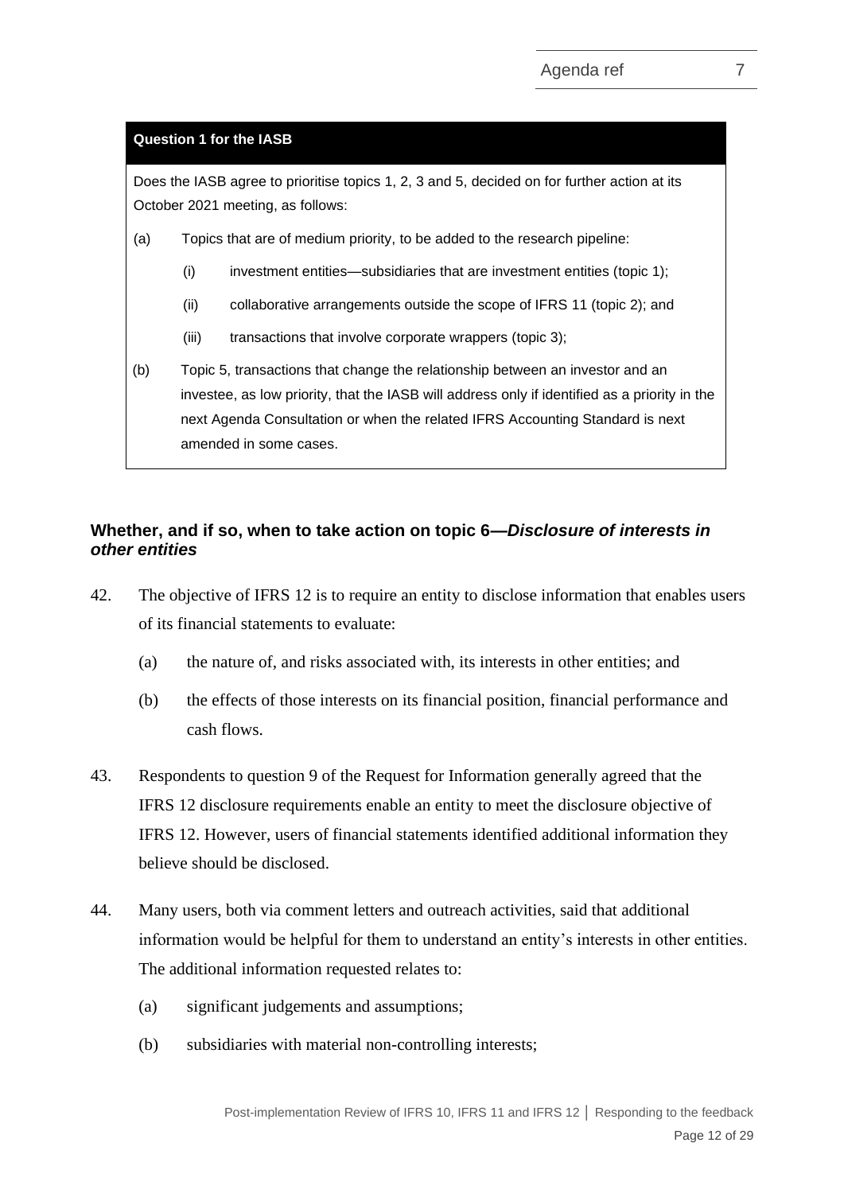**Question 1 for the IASB**

Does the IASB agree to prioritise topics 1, 2, 3 and 5, decided on for further action at its October 2021 meeting, as follows:

(a) Topics that are of medium priority, to be added to the research pipeline:

 (i) investment entities—subsidiaries that are investment entities (topic 1);

 (ii) collaborative arrangements outside the scope of IFRS 11 (topic 2); and

 (iii) transactions that involve corporate wrappers (topic 3);

(b) Topic 5, transactions that change the relationship between an investor and an investee, as low priority, that the IASB will address only if identified as a priority in the next Agenda Consultation or when the related IFRS Accounting Standard is next amended in some cases.

## Whether, and if so, when to take action on topic 6—*Disclosure of interests in other entities*

42. The objective of IFRS 12 is to require an entity to disclose information that enables users of its financial statements to evaluate:

 (a) the nature of, and risks associated with, its interests in other entities; and

 (b) the effects of those interests on its financial position, financial performance and cash flows.

43. Respondents to question 9 of the Request for Information generally agreed that the IFRS 12 disclosure requirements enable an entity to meet the disclosure objective of IFRS 12. However, users of financial statements identified additional information they believe should be disclosed.

44. Many users, both via comment letters and outreach activities, said that additional information would be helpful for them to understand an entity's interests in other entities. The additional information requested relates to:

 (a) significant judgements and assumptions;

 (b) subsidiaries with material non-controlling interests;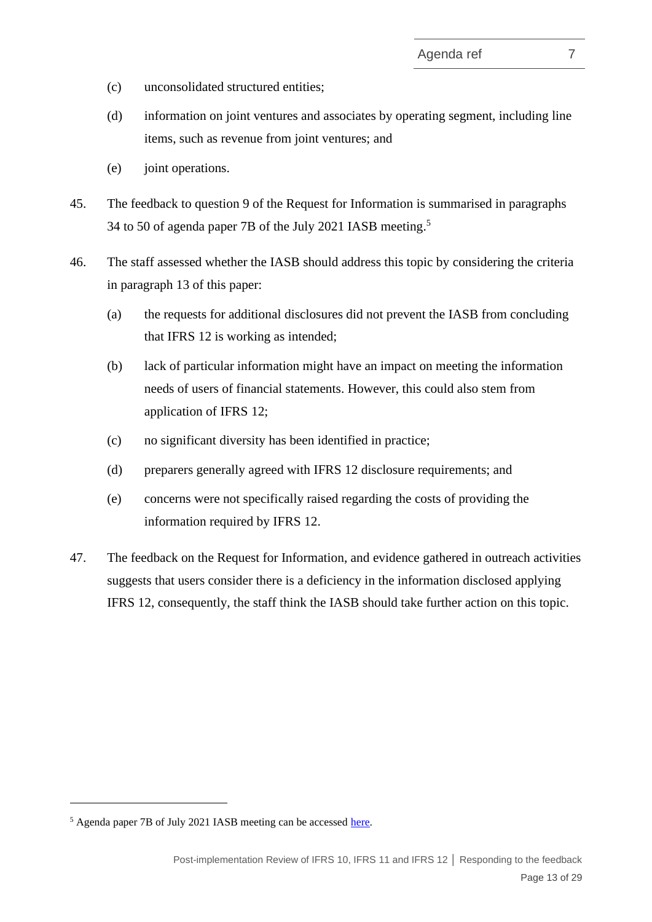(c) unconsolidated structured entities;

(d) information on joint ventures and associates by operating segment, including line items, such as revenue from joint ventures; and

(e) joint operations.

45. The feedback to question 9 of the Request for Information is summarised in paragraphs 34 to 50 of agenda paper 7B of the July 2021 IASB meeting.[5]

46. The staff assessed whether the IASB should address this topic by considering the criteria in paragraph 13 of this paper:

(a) the requests for additional disclosures did not prevent the IASB from concluding that IFRS 12 is working as intended;

(b) lack of particular information might have an impact on meeting the information needs of users of financial statements. However, this could also stem from application of IFRS 12;

(c) no significant diversity has been identified in practice;

(d) preparers generally agreed with IFRS 12 disclosure requirements; and

(e) concerns were not specifically raised regarding the costs of providing the information required by IFRS 12.

47. The feedback on the Request for Information, and evidence gathered in outreach activities suggests that users consider there is a deficiency in the information disclosed applying IFRS 12, consequently, the staff think the IASB should take further action on this topic.

---

[5] Agenda paper 7B of July 2021 IASB meeting can be accessed here.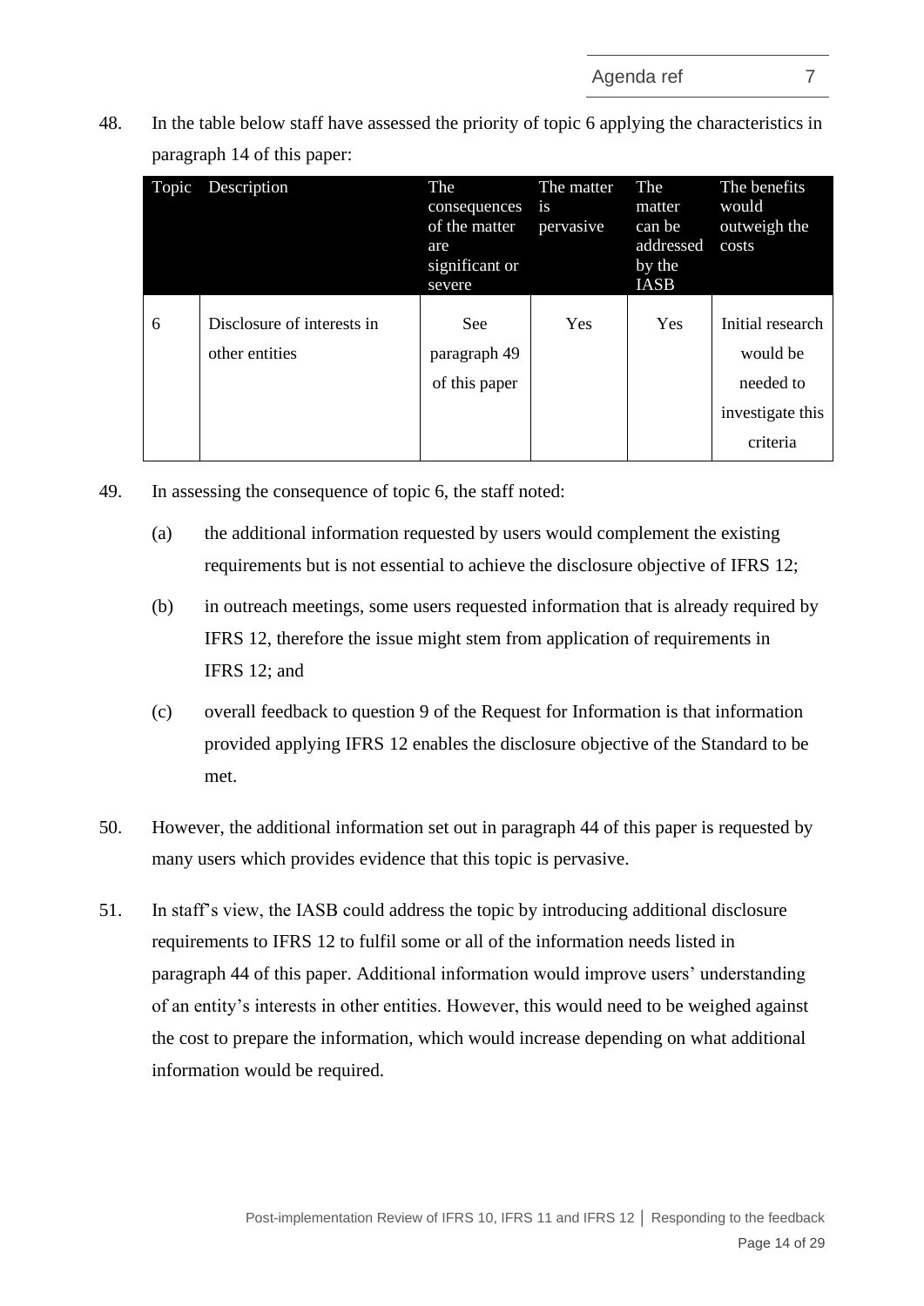48. In the table below staff have assessed the priority of topic 6 applying the characteristics in paragraph 14 of this paper:

| Topic | Description | The consequences of the matter are significant or severe | The matter is pervasive | The matter can be addressed by the IASB | The benefits would outweigh the costs |
|---|---|---|---|---|---|
| 6 | Disclosure of interests in other entities | See paragraph 49 of this paper | Yes | Yes | Initial research would be needed to investigate this criteria |

49. In assessing the consequence of topic 6, the staff noted:

    (a) the additional information requested by users would complement the existing requirements but is not essential to achieve the disclosure objective of IFRS 12;

    (b) in outreach meetings, some users requested information that is already required by IFRS 12, therefore the issue might stem from application of requirements in IFRS 12; and

    (c) overall feedback to question 9 of the Request for Information is that information provided applying IFRS 12 enables the disclosure objective of the Standard to be met.

50. However, the additional information set out in paragraph 44 of this paper is requested by many users which provides evidence that this topic is pervasive.

51. In staff's view, the IASB could address the topic by introducing additional disclosure requirements to IFRS 12 to fulfil some or all of the information needs listed in paragraph 44 of this paper. Additional information would improve users' understanding of an entity's interests in other entities. However, this would need to be weighed against the cost to prepare the information, which would increase depending on what additional information would be required.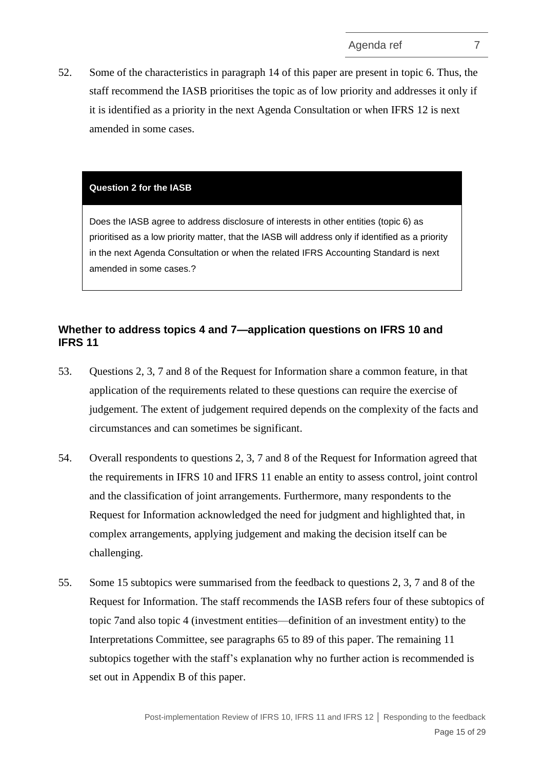52. Some of the characteristics in paragraph 14 of this paper are present in topic 6. Thus, the staff recommend the IASB prioritises the topic as of low priority and addresses it only if it is identified as a priority in the next Agenda Consultation or when IFRS 12 is next amended in some cases.

> **Question 2 for the IASB**
>
> Does the IASB agree to address disclosure of interests in other entities (topic 6) as prioritised as a low priority matter, that the IASB will address only if identified as a priority in the next Agenda Consultation or when the related IFRS Accounting Standard is next amended in some cases.?

### Whether to address topics 4 and 7—application questions on IFRS 10 and IFRS 11

53. Questions 2, 3, 7 and 8 of the Request for Information share a common feature, in that application of the requirements related to these questions can require the exercise of judgement. The extent of judgement required depends on the complexity of the facts and circumstances and can sometimes be significant.

54. Overall respondents to questions 2, 3, 7 and 8 of the Request for Information agreed that the requirements in IFRS 10 and IFRS 11 enable an entity to assess control, joint control and the classification of joint arrangements. Furthermore, many respondents to the Request for Information acknowledged the need for judgment and highlighted that, in complex arrangements, applying judgement and making the decision itself can be challenging.

55. Some 15 subtopics were summarised from the feedback to questions 2, 3, 7 and 8 of the Request for Information. The staff recommends the IASB refers four of these subtopics of topic 7and also topic 4 (investment entities—definition of an investment entity) to the Interpretations Committee, see paragraphs 65 to 89 of this paper. The remaining 11 subtopics together with the staff's explanation why no further action is recommended is set out in Appendix B of this paper.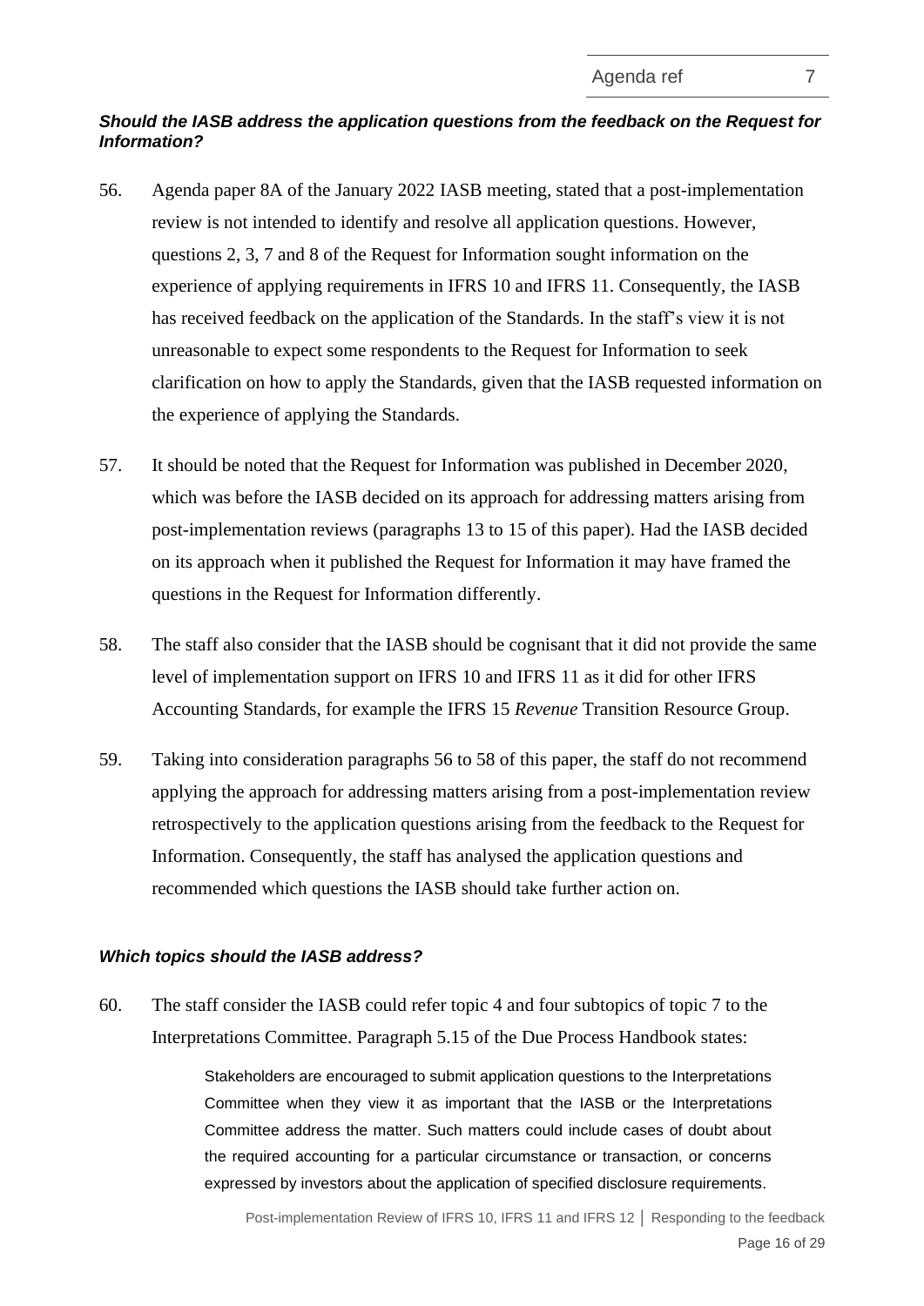***Should the IASB address the application questions from the feedback on the Request for Information?***

56. Agenda paper 8A of the January 2022 IASB meeting, stated that a post-implementation review is not intended to identify and resolve all application questions. However, questions 2, 3, 7 and 8 of the Request for Information sought information on the experience of applying requirements in IFRS 10 and IFRS 11. Consequently, the IASB has received feedback on the application of the Standards. In the staff's view it is not unreasonable to expect some respondents to the Request for Information to seek clarification on how to apply the Standards, given that the IASB requested information on the experience of applying the Standards.

57. It should be noted that the Request for Information was published in December 2020, which was before the IASB decided on its approach for addressing matters arising from post-implementation reviews (paragraphs 13 to 15 of this paper). Had the IASB decided on its approach when it published the Request for Information it may have framed the questions in the Request for Information differently.

58. The staff also consider that the IASB should be cognisant that it did not provide the same level of implementation support on IFRS 10 and IFRS 11 as it did for other IFRS Accounting Standards, for example the IFRS 15 *Revenue* Transition Resource Group.

59. Taking into consideration paragraphs 56 to 58 of this paper, the staff do not recommend applying the approach for addressing matters arising from a post-implementation review retrospectively to the application questions arising from the feedback to the Request for Information. Consequently, the staff has analysed the application questions and recommended which questions the IASB should take further action on.

***Which topics should the IASB address?***

60. The staff consider the IASB could refer topic 4 and four subtopics of topic 7 to the Interpretations Committee. Paragraph 5.15 of the Due Process Handbook states:

> Stakeholders are encouraged to submit application questions to the Interpretations Committee when they view it as important that the IASB or the Interpretations Committee address the matter. Such matters could include cases of doubt about the required accounting for a particular circumstance or transaction, or concerns expressed by investors about the application of specified disclosure requirements.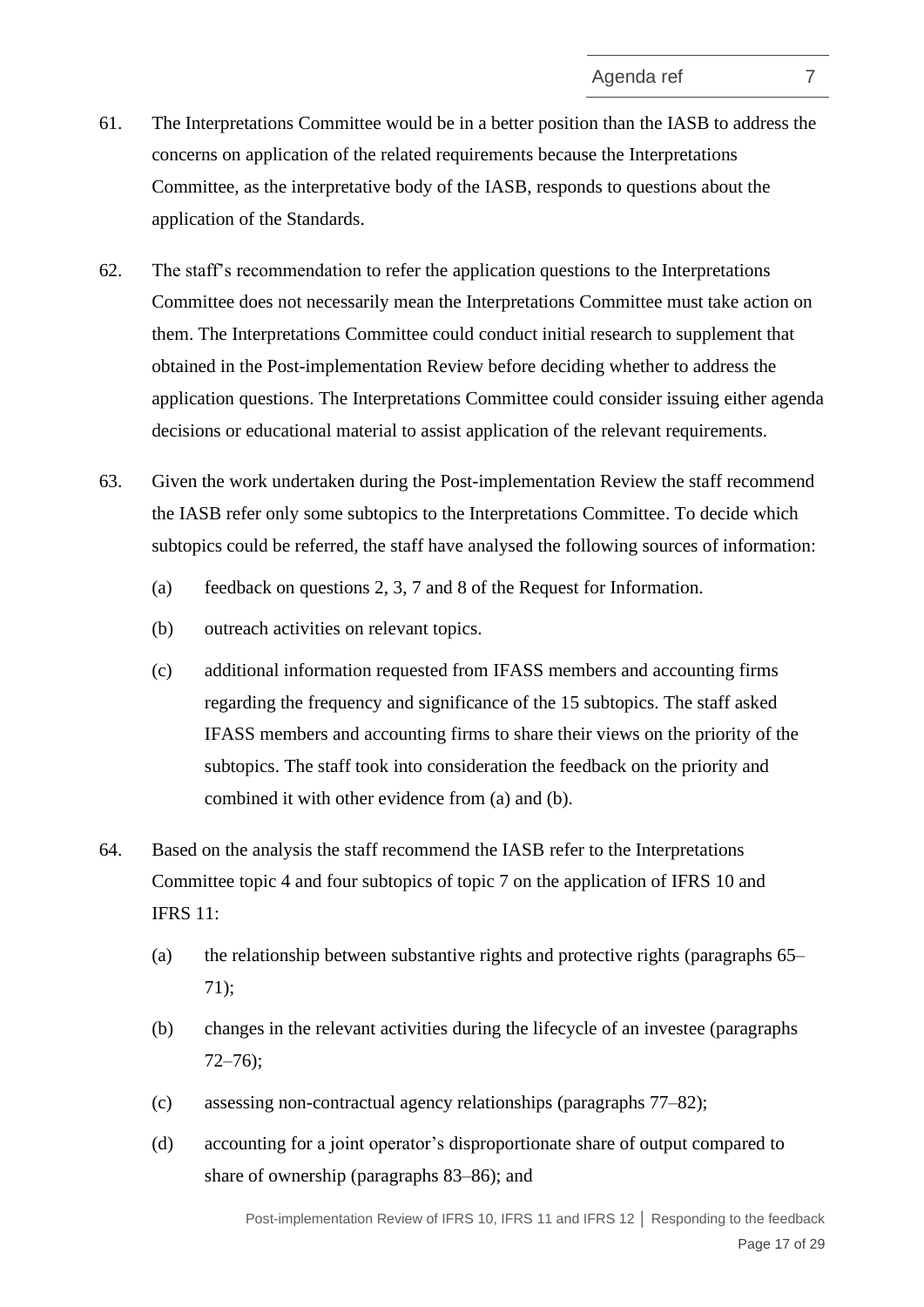61. The Interpretations Committee would be in a better position than the IASB to address the concerns on application of the related requirements because the Interpretations Committee, as the interpretative body of the IASB, responds to questions about the application of the Standards.

62. The staff's recommendation to refer the application questions to the Interpretations Committee does not necessarily mean the Interpretations Committee must take action on them. The Interpretations Committee could conduct initial research to supplement that obtained in the Post-implementation Review before deciding whether to address the application questions. The Interpretations Committee could consider issuing either agenda decisions or educational material to assist application of the relevant requirements.

63. Given the work undertaken during the Post-implementation Review the staff recommend the IASB refer only some subtopics to the Interpretations Committee. To decide which subtopics could be referred, the staff have analysed the following sources of information:

    (a) feedback on questions 2, 3, 7 and 8 of the Request for Information.

    (b) outreach activities on relevant topics.

    (c) additional information requested from IFASS members and accounting firms regarding the frequency and significance of the 15 subtopics. The staff asked IFASS members and accounting firms to share their views on the priority of the subtopics. The staff took into consideration the feedback on the priority and combined it with other evidence from (a) and (b).

64. Based on the analysis the staff recommend the IASB refer to the Interpretations Committee topic 4 and four subtopics of topic 7 on the application of IFRS 10 and IFRS 11:

    (a) the relationship between substantive rights and protective rights (paragraphs 65–71);

    (b) changes in the relevant activities during the lifecycle of an investee (paragraphs 72–76);

    (c) assessing non-contractual agency relationships (paragraphs 77–82);

    (d) accounting for a joint operator's disproportionate share of output compared to share of ownership (paragraphs 83–86); and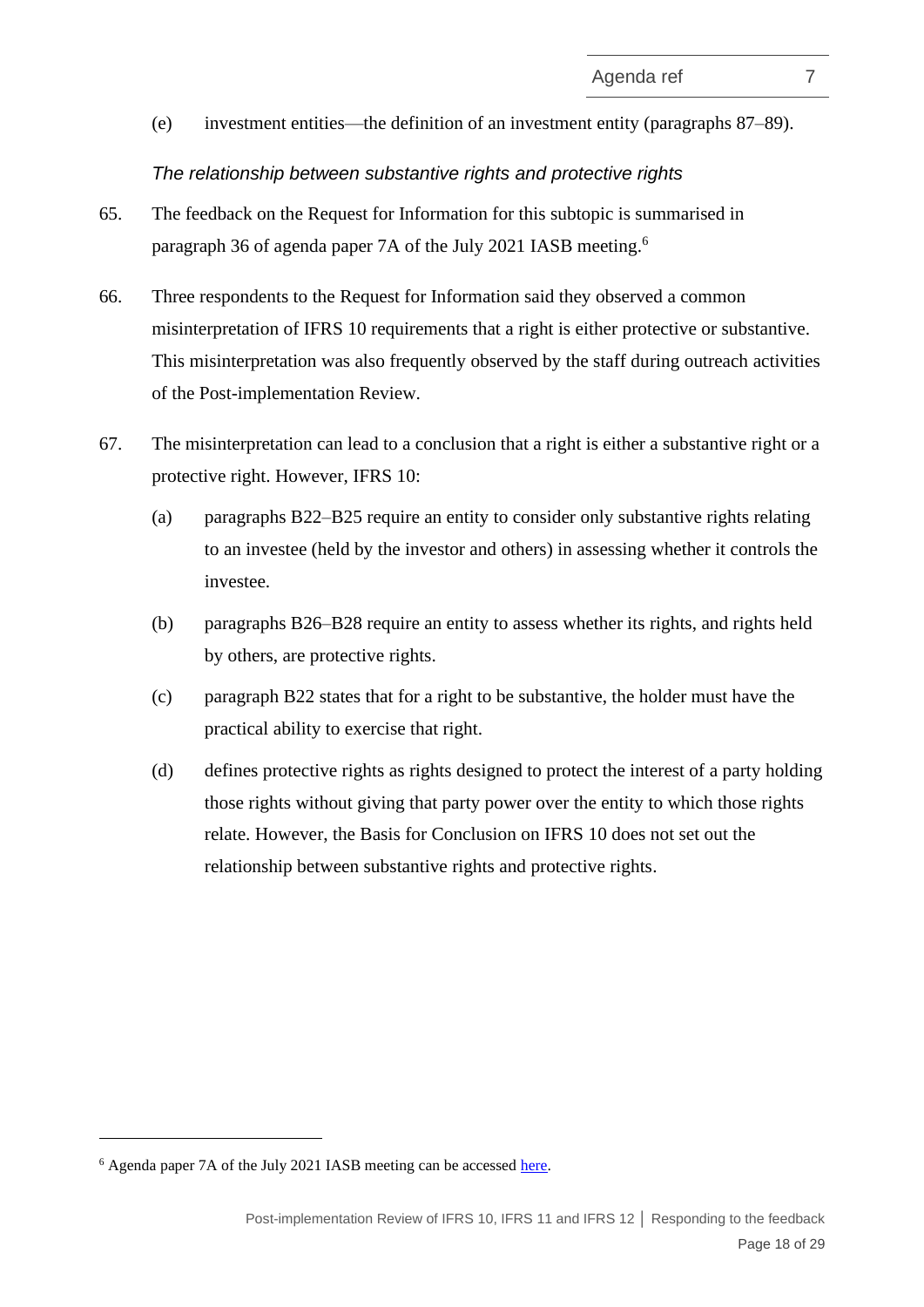(e) investment entities—the definition of an investment entity (paragraphs 87–89).

*The relationship between substantive rights and protective rights*

65. The feedback on the Request for Information for this subtopic is summarised in paragraph 36 of agenda paper 7A of the July 2021 IASB meeting.[6]

66. Three respondents to the Request for Information said they observed a common misinterpretation of IFRS 10 requirements that a right is either protective or substantive. This misinterpretation was also frequently observed by the staff during outreach activities of the Post-implementation Review.

67. The misinterpretation can lead to a conclusion that a right is either a substantive right or a protective right. However, IFRS 10:

    (a) paragraphs B22–B25 require an entity to consider only substantive rights relating to an investee (held by the investor and others) in assessing whether it controls the investee.

    (b) paragraphs B26–B28 require an entity to assess whether its rights, and rights held by others, are protective rights.

    (c) paragraph B22 states that for a right to be substantive, the holder must have the practical ability to exercise that right.

    (d) defines protective rights as rights designed to protect the interest of a party holding those rights without giving that party power over the entity to which those rights relate. However, the Basis for Conclusion on IFRS 10 does not set out the relationship between substantive rights and protective rights.

[6] Agenda paper 7A of the July 2021 IASB meeting can be accessed here.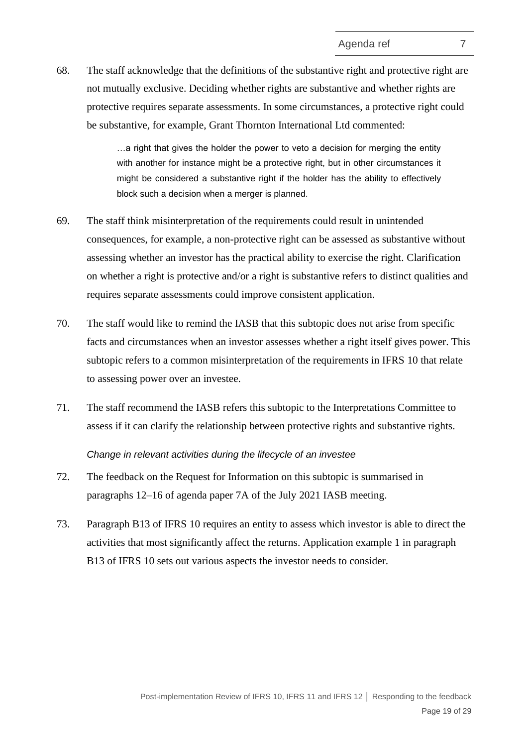68. The staff acknowledge that the definitions of the substantive right and protective right are not mutually exclusive. Deciding whether rights are substantive and whether rights are protective requires separate assessments. In some circumstances, a protective right could be substantive, for example, Grant Thornton International Ltd commented:

> …a right that gives the holder the power to veto a decision for merging the entity with another for instance might be a protective right, but in other circumstances it might be considered a substantive right if the holder has the ability to effectively block such a decision when a merger is planned.

69. The staff think misinterpretation of the requirements could result in unintended consequences, for example, a non-protective right can be assessed as substantive without assessing whether an investor has the practical ability to exercise the right. Clarification on whether a right is protective and/or a right is substantive refers to distinct qualities and requires separate assessments could improve consistent application.

70. The staff would like to remind the IASB that this subtopic does not arise from specific facts and circumstances when an investor assesses whether a right itself gives power. This subtopic refers to a common misinterpretation of the requirements in IFRS 10 that relate to assessing power over an investee.

71. The staff recommend the IASB refers this subtopic to the Interpretations Committee to assess if it can clarify the relationship between protective rights and substantive rights.

*Change in relevant activities during the lifecycle of an investee*

72. The feedback on the Request for Information on this subtopic is summarised in paragraphs 12–16 of agenda paper 7A of the July 2021 IASB meeting.

73. Paragraph B13 of IFRS 10 requires an entity to assess which investor is able to direct the activities that most significantly affect the returns. Application example 1 in paragraph B13 of IFRS 10 sets out various aspects the investor needs to consider.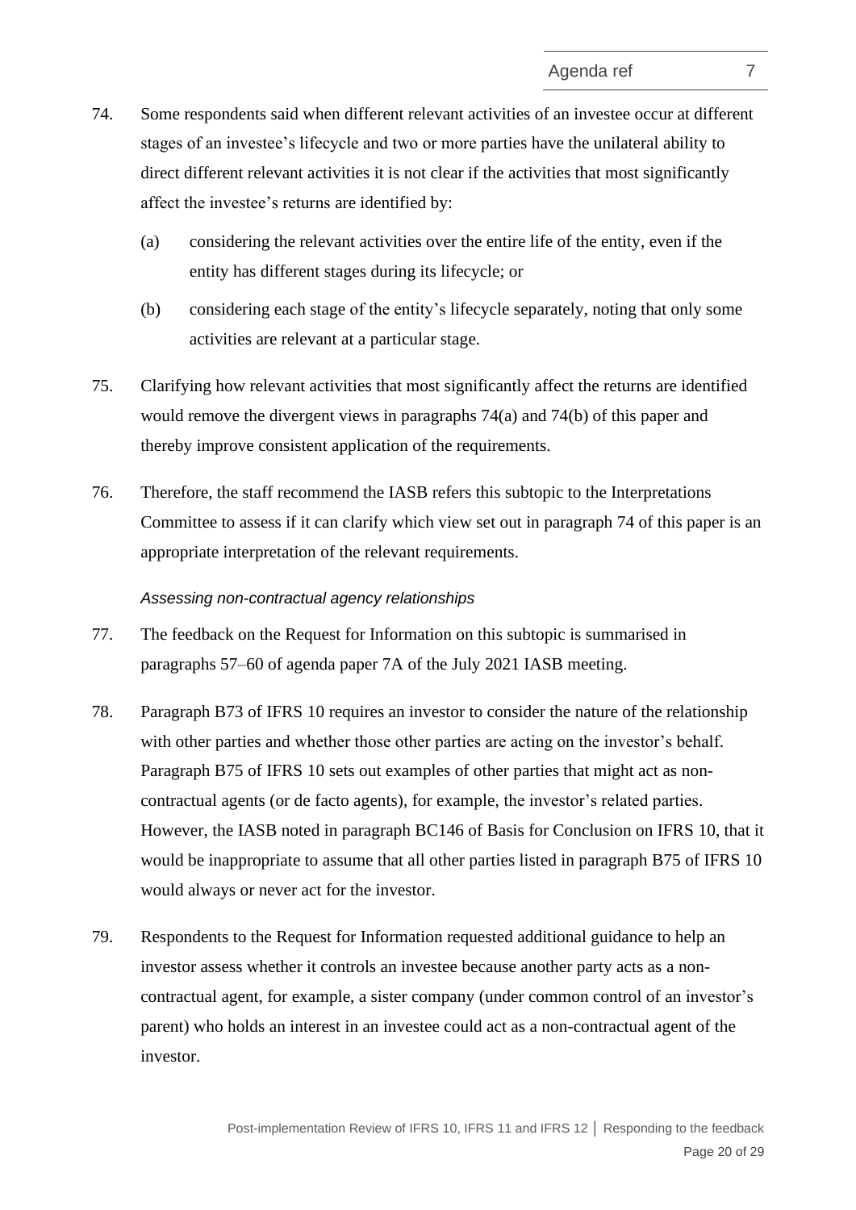74. Some respondents said when different relevant activities of an investee occur at different stages of an investee's lifecycle and two or more parties have the unilateral ability to direct different relevant activities it is not clear if the activities that most significantly affect the investee's returns are identified by:

    (a) considering the relevant activities over the entire life of the entity, even if the entity has different stages during its lifecycle; or

    (b) considering each stage of the entity's lifecycle separately, noting that only some activities are relevant at a particular stage.

75. Clarifying how relevant activities that most significantly affect the returns are identified would remove the divergent views in paragraphs 74(a) and 74(b) of this paper and thereby improve consistent application of the requirements.

76. Therefore, the staff recommend the IASB refers this subtopic to the Interpretations Committee to assess if it can clarify which view set out in paragraph 74 of this paper is an appropriate interpretation of the relevant requirements.

*Assessing non-contractual agency relationships*

77. The feedback on the Request for Information on this subtopic is summarised in paragraphs 57–60 of agenda paper 7A of the July 2021 IASB meeting.

78. Paragraph B73 of IFRS 10 requires an investor to consider the nature of the relationship with other parties and whether those other parties are acting on the investor's behalf. Paragraph B75 of IFRS 10 sets out examples of other parties that might act as non-contractual agents (or de facto agents), for example, the investor's related parties. However, the IASB noted in paragraph BC146 of Basis for Conclusion on IFRS 10, that it would be inappropriate to assume that all other parties listed in paragraph B75 of IFRS 10 would always or never act for the investor.

79. Respondents to the Request for Information requested additional guidance to help an investor assess whether it controls an investee because another party acts as a non-contractual agent, for example, a sister company (under common control of an investor's parent) who holds an interest in an investee could act as a non-contractual agent of the investor.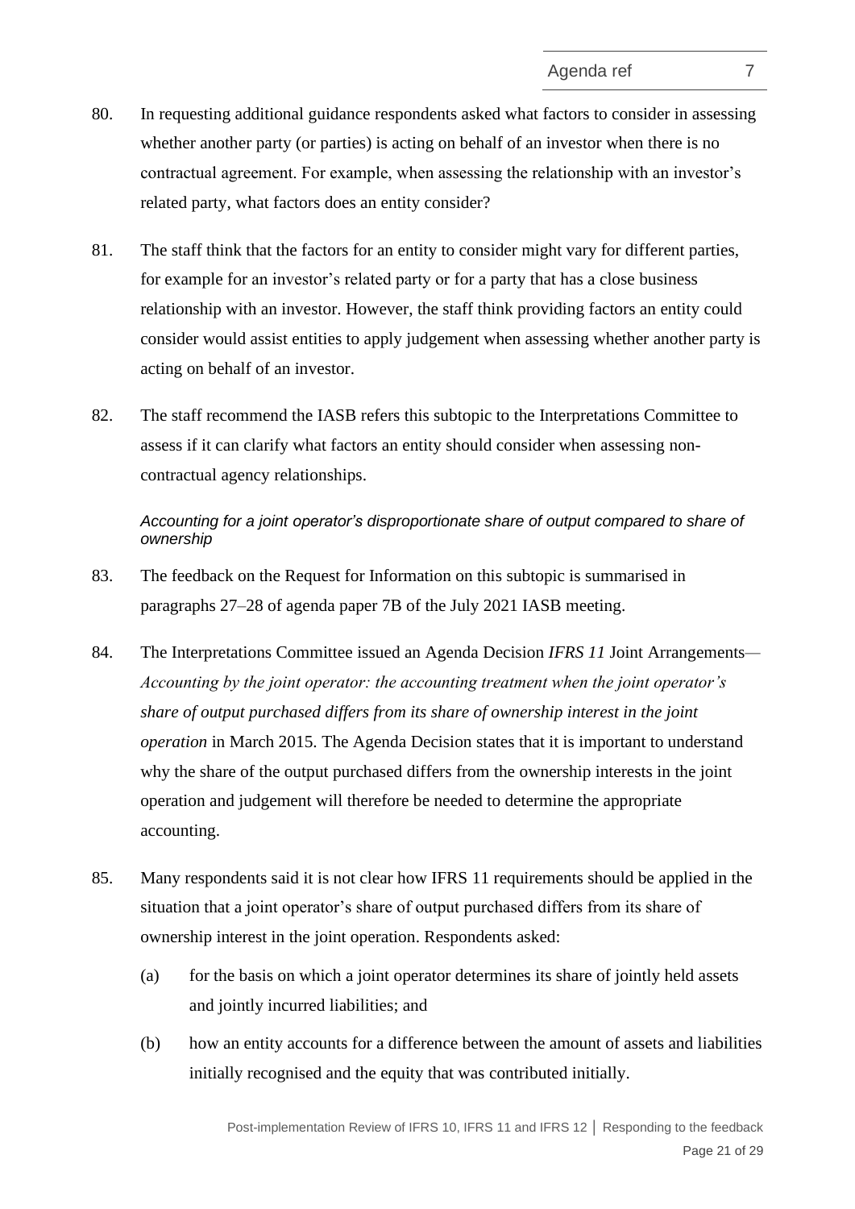80. In requesting additional guidance respondents asked what factors to consider in assessing whether another party (or parties) is acting on behalf of an investor when there is no contractual agreement. For example, when assessing the relationship with an investor's related party, what factors does an entity consider?

81. The staff think that the factors for an entity to consider might vary for different parties, for example for an investor's related party or for a party that has a close business relationship with an investor. However, the staff think providing factors an entity could consider would assist entities to apply judgement when assessing whether another party is acting on behalf of an investor.

82. The staff recommend the IASB refers this subtopic to the Interpretations Committee to assess if it can clarify what factors an entity should consider when assessing non-contractual agency relationships.

*Accounting for a joint operator's disproportionate share of output compared to share of ownership*

83. The feedback on the Request for Information on this subtopic is summarised in paragraphs 27–28 of agenda paper 7B of the July 2021 IASB meeting.

84. The Interpretations Committee issued an Agenda Decision *IFRS 11* Joint Arrangements—*Accounting by the joint operator: the accounting treatment when the joint operator's share of output purchased differs from its share of ownership interest in the joint operation* in March 2015. The Agenda Decision states that it is important to understand why the share of the output purchased differs from the ownership interests in the joint operation and judgement will therefore be needed to determine the appropriate accounting.

85. Many respondents said it is not clear how IFRS 11 requirements should be applied in the situation that a joint operator's share of output purchased differs from its share of ownership interest in the joint operation. Respondents asked:

    (a) for the basis on which a joint operator determines its share of jointly held assets and jointly incurred liabilities; and

    (b) how an entity accounts for a difference between the amount of assets and liabilities initially recognised and the equity that was contributed initially.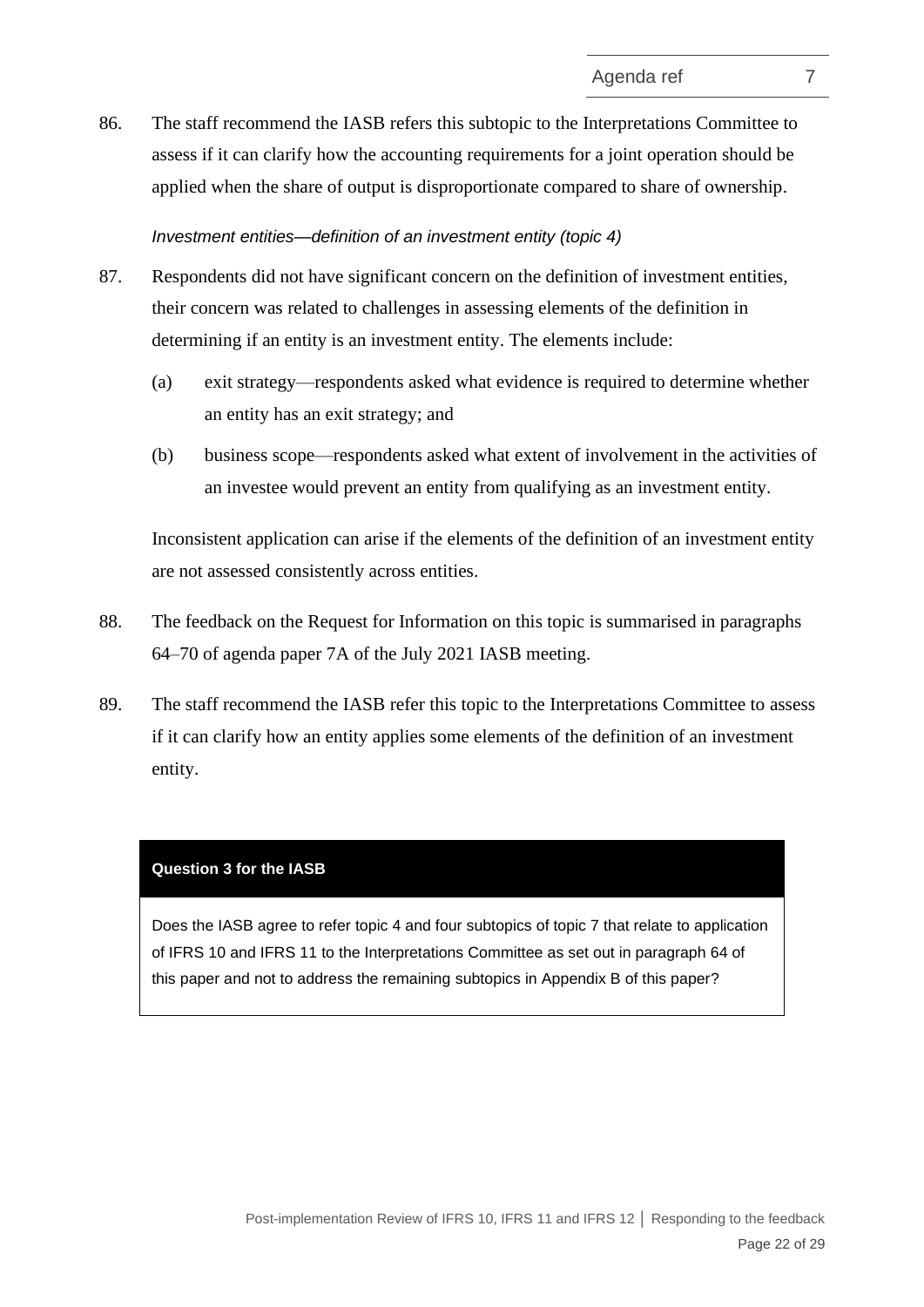86. The staff recommend the IASB refers this subtopic to the Interpretations Committee to assess if it can clarify how the accounting requirements for a joint operation should be applied when the share of output is disproportionate compared to share of ownership.

*Investment entities—definition of an investment entity (topic 4)*

87. Respondents did not have significant concern on the definition of investment entities, their concern was related to challenges in assessing elements of the definition in determining if an entity is an investment entity. The elements include:

    (a) exit strategy—respondents asked what evidence is required to determine whether an entity has an exit strategy; and

    (b) business scope—respondents asked what extent of involvement in the activities of an investee would prevent an entity from qualifying as an investment entity.

    Inconsistent application can arise if the elements of the definition of an investment entity are not assessed consistently across entities.

88. The feedback on the Request for Information on this topic is summarised in paragraphs 64–70 of agenda paper 7A of the July 2021 IASB meeting.

89. The staff recommend the IASB refer this topic to the Interpretations Committee to assess if it can clarify how an entity applies some elements of the definition of an investment entity.

**Question 3 for the IASB**

Does the IASB agree to refer topic 4 and four subtopics of topic 7 that relate to application of IFRS 10 and IFRS 11 to the Interpretations Committee as set out in paragraph 64 of this paper and not to address the remaining subtopics in Appendix B of this paper?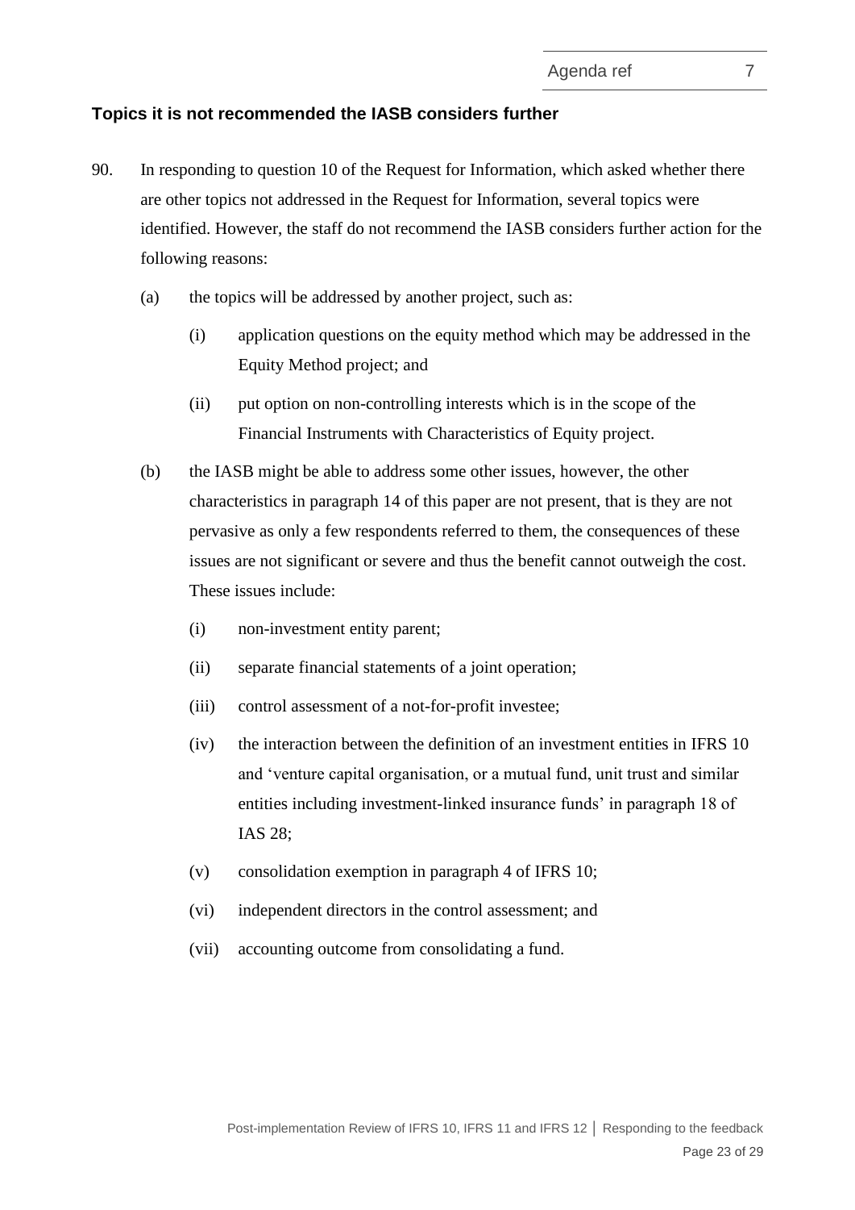### Topics it is not recommended the IASB considers further

90. In responding to question 10 of the Request for Information, which asked whether there are other topics not addressed in the Request for Information, several topics were identified. However, the staff do not recommend the IASB considers further action for the following reasons:

   (a) the topics will be addressed by another project, such as:

      (i) application questions on the equity method which may be addressed in the Equity Method project; and

      (ii) put option on non-controlling interests which is in the scope of the Financial Instruments with Characteristics of Equity project.

   (b) the IASB might be able to address some other issues, however, the other characteristics in paragraph 14 of this paper are not present, that is they are not pervasive as only a few respondents referred to them, the consequences of these issues are not significant or severe and thus the benefit cannot outweigh the cost. These issues include:

      (i) non-investment entity parent;

      (ii) separate financial statements of a joint operation;

      (iii) control assessment of a not-for-profit investee;

      (iv) the interaction between the definition of an investment entities in IFRS 10 and 'venture capital organisation, or a mutual fund, unit trust and similar entities including investment-linked insurance funds' in paragraph 18 of IAS 28;

      (v) consolidation exemption in paragraph 4 of IFRS 10;

      (vi) independent directors in the control assessment; and

      (vii) accounting outcome from consolidating a fund.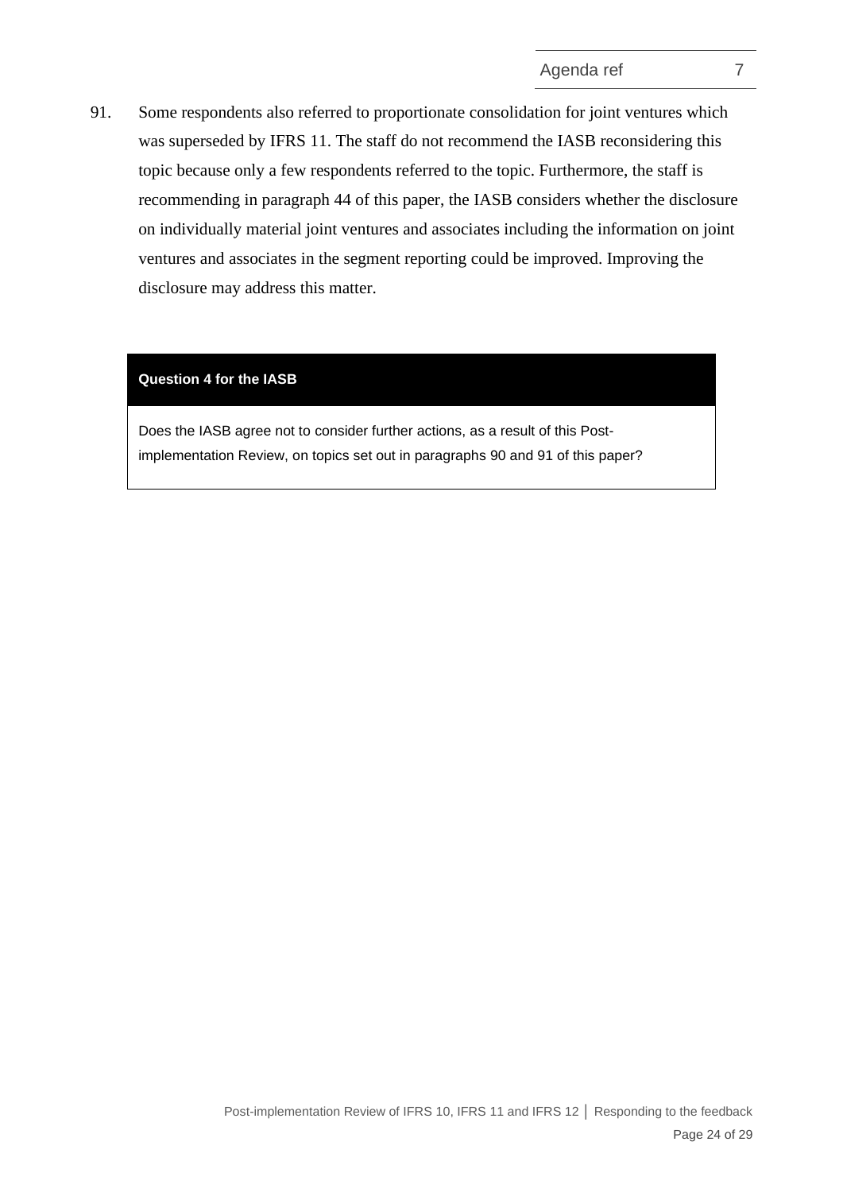91. Some respondents also referred to proportionate consolidation for joint ventures which was superseded by IFRS 11. The staff do not recommend the IASB reconsidering this topic because only a few respondents referred to the topic. Furthermore, the staff is recommending in paragraph 44 of this paper, the IASB considers whether the disclosure on individually material joint ventures and associates including the information on joint ventures and associates in the segment reporting could be improved. Improving the disclosure may address this matter.

**Question 4 for the IASB**

Does the IASB agree not to consider further actions, as a result of this Post-implementation Review, on topics set out in paragraphs 90 and 91 of this paper?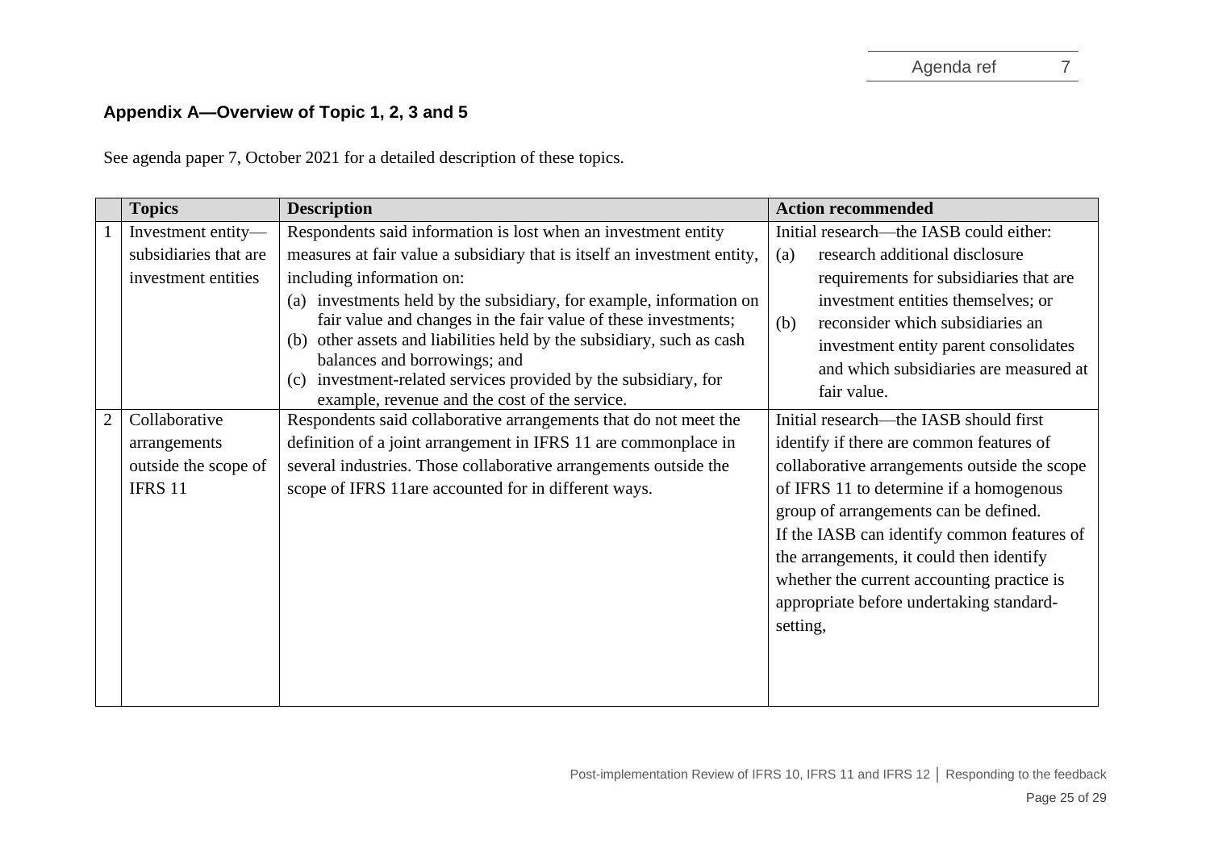### Appendix A—Overview of Topic 1, 2, 3 and 5

See agenda paper 7, October 2021 for a detailed description of these topics.

| | Topics | Description | Action recommended |
|---|---|---|---|
| 1 | Investment entity—subsidiaries that are investment entities | Respondents said information is lost when an investment entity measures at fair value a subsidiary that is itself an investment entity, including information on:<br>(a) investments held by the subsidiary, for example, information on fair value and changes in the fair value of these investments;<br>(b) other assets and liabilities held by the subsidiary, such as cash balances and borrowings; and<br>(c) investment-related services provided by the subsidiary, for example, revenue and the cost of the service. | Initial research—the IASB could either:<br>(a) research additional disclosure requirements for subsidiaries that are investment entities themselves; or<br>(b) reconsider which subsidiaries an investment entity parent consolidates and which subsidiaries are measured at fair value. |
| 2 | Collaborative arrangements outside the scope of IFRS 11 | Respondents said collaborative arrangements that do not meet the definition of a joint arrangement in IFRS 11 are commonplace in several industries. Those collaborative arrangements outside the scope of IFRS 11are accounted for in different ways. | Initial research—the IASB should first identify if there are common features of collaborative arrangements outside the scope of IFRS 11 to determine if a homogenous group of arrangements can be defined.<br>If the IASB can identify common features of the arrangements, it could then identify whether the current accounting practice is appropriate before undertaking standard-setting, |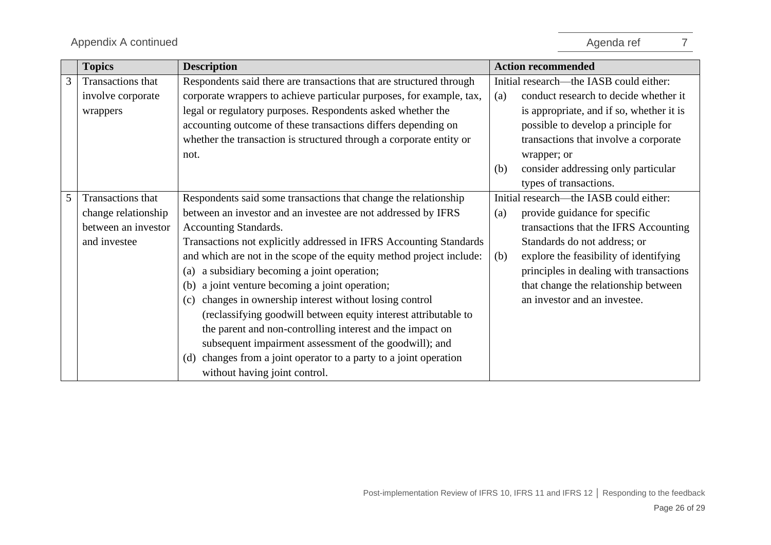Appendix A continued

| | Topics | Description | Action recommended |
|---|---|---|---|
| 3 | Transactions that involve corporate wrappers | Respondents said there are transactions that are structured through corporate wrappers to achieve particular purposes, for example, tax, legal or regulatory purposes. Respondents asked whether the accounting outcome of these transactions differs depending on whether the transaction is structured through a corporate entity or not. | Initial research—the IASB could either:<br>(a) conduct research to decide whether it is appropriate, and if so, whether it is possible to develop a principle for transactions that involve a corporate wrapper; or<br>(b) consider addressing only particular types of transactions. |
| 5 | Transactions that change relationship between an investor and investee | Respondents said some transactions that change the relationship between an investor and an investee are not addressed by IFRS Accounting Standards.<br>Transactions not explicitly addressed in IFRS Accounting Standards and which are not in the scope of the equity method project include:<br>(a) a subsidiary becoming a joint operation;<br>(b) a joint venture becoming a joint operation;<br>(c) changes in ownership interest without losing control (reclassifying goodwill between equity interest attributable to the parent and non-controlling interest and the impact on subsequent impairment assessment of the goodwill); and<br>(d) changes from a joint operator to a party to a joint operation without having joint control. | Initial research—the IASB could either:<br>(a) provide guidance for specific transactions that the IFRS Accounting Standards do not address; or<br>(b) explore the feasibility of identifying principles in dealing with transactions that change the relationship between an investor and an investee. |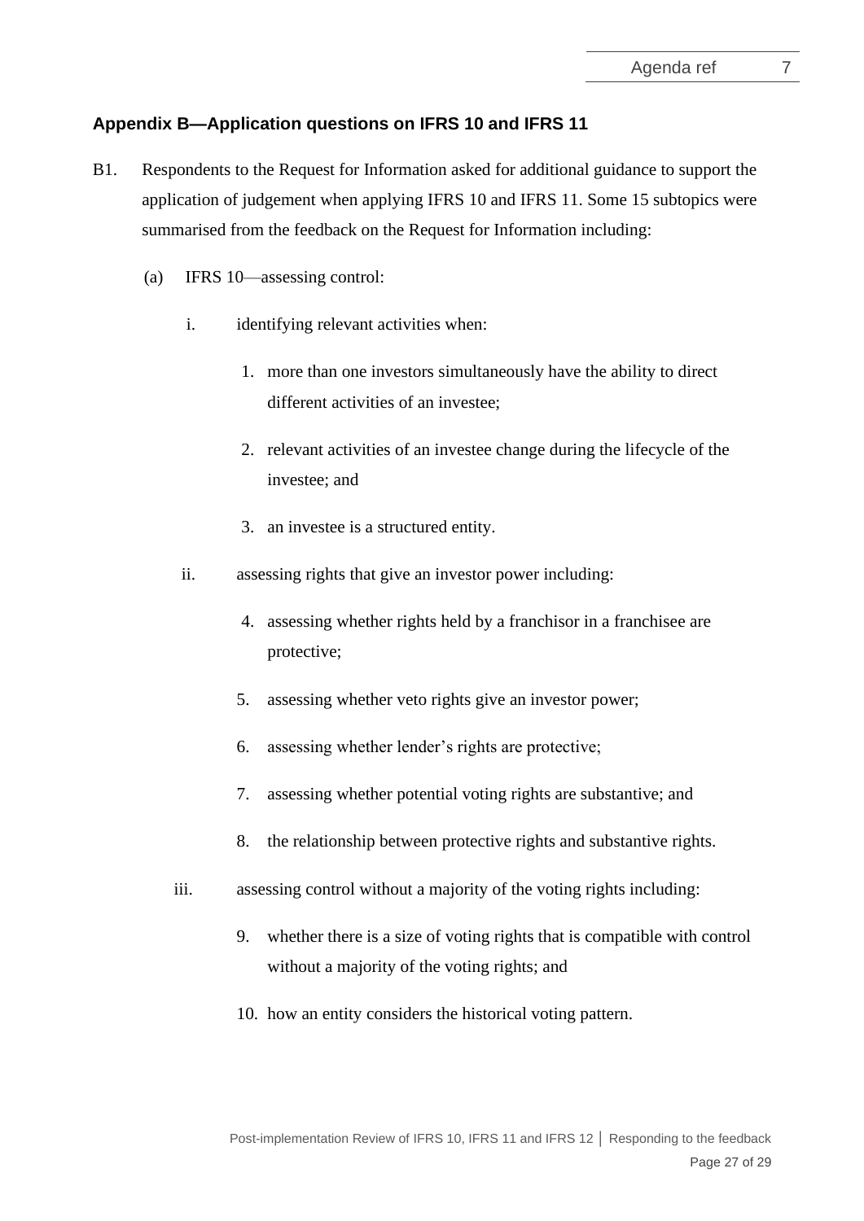## Appendix B—Application questions on IFRS 10 and IFRS 11

B1. Respondents to the Request for Information asked for additional guidance to support the application of judgement when applying IFRS 10 and IFRS 11. Some 15 subtopics were summarised from the feedback on the Request for Information including:

(a) IFRS 10—assessing control:

i. identifying relevant activities when:

1. more than one investors simultaneously have the ability to direct different activities of an investee;
2. relevant activities of an investee change during the lifecycle of the investee; and
3. an investee is a structured entity.

ii. assessing rights that give an investor power including:

4. assessing whether rights held by a franchisor in a franchisee are protective;
5. assessing whether veto rights give an investor power;
6. assessing whether lender's rights are protective;
7. assessing whether potential voting rights are substantive; and
8. the relationship between protective rights and substantive rights.

iii. assessing control without a majority of the voting rights including:

9. whether there is a size of voting rights that is compatible with control without a majority of the voting rights; and
10. how an entity considers the historical voting pattern.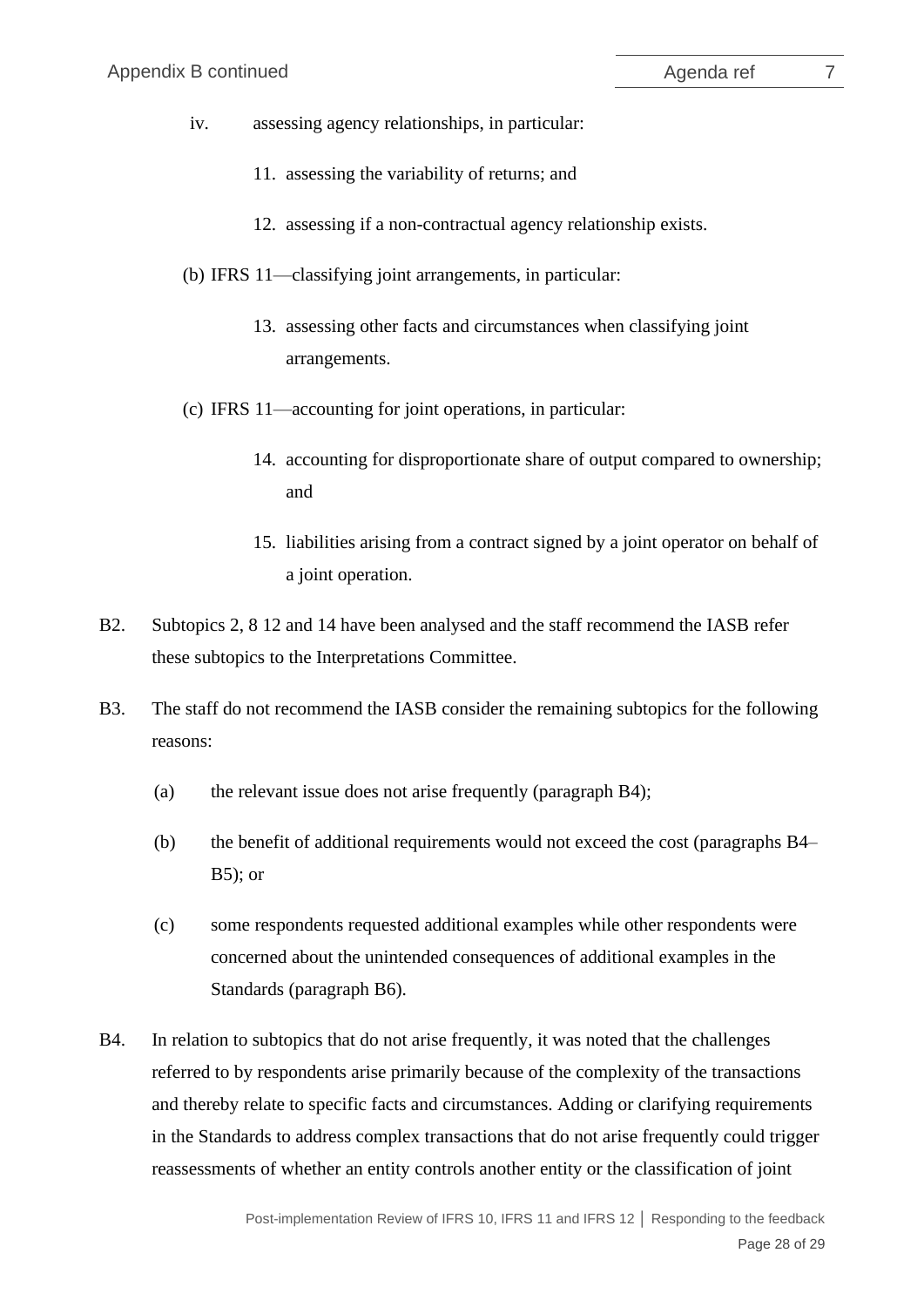iv. assessing agency relationships, in particular:

11. assessing the variability of returns; and

12. assessing if a non-contractual agency relationship exists.

(b) IFRS 11—classifying joint arrangements, in particular:

13. assessing other facts and circumstances when classifying joint arrangements.

(c) IFRS 11—accounting for joint operations, in particular:

14. accounting for disproportionate share of output compared to ownership; and

15. liabilities arising from a contract signed by a joint operator on behalf of a joint operation.

B2. Subtopics 2, 8 12 and 14 have been analysed and the staff recommend the IASB refer these subtopics to the Interpretations Committee.

B3. The staff do not recommend the IASB consider the remaining subtopics for the following reasons:

(a) the relevant issue does not arise frequently (paragraph B4);

(b) the benefit of additional requirements would not exceed the cost (paragraphs B4–B5); or

(c) some respondents requested additional examples while other respondents were concerned about the unintended consequences of additional examples in the Standards (paragraph B6).

B4. In relation to subtopics that do not arise frequently, it was noted that the challenges referred to by respondents arise primarily because of the complexity of the transactions and thereby relate to specific facts and circumstances. Adding or clarifying requirements in the Standards to address complex transactions that do not arise frequently could trigger reassessments of whether an entity controls another entity or the classification of joint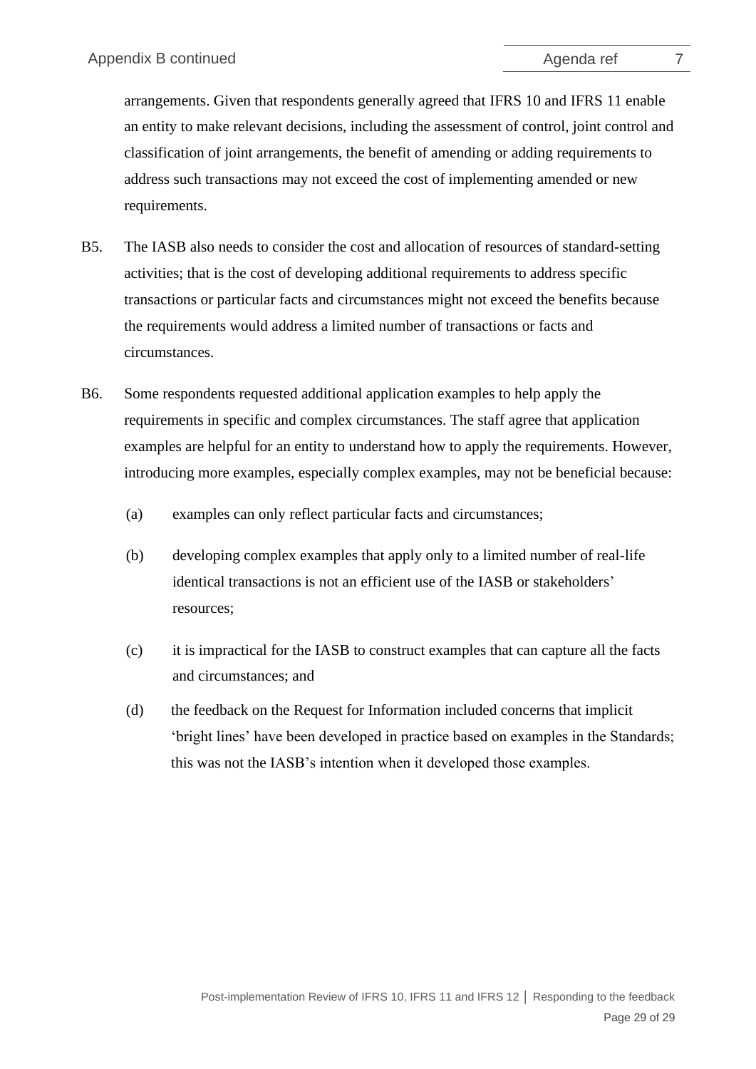arrangements. Given that respondents generally agreed that IFRS 10 and IFRS 11 enable an entity to make relevant decisions, including the assessment of control, joint control and classification of joint arrangements, the benefit of amending or adding requirements to address such transactions may not exceed the cost of implementing amended or new requirements.

B5. The IASB also needs to consider the cost and allocation of resources of standard-setting activities; that is the cost of developing additional requirements to address specific transactions or particular facts and circumstances might not exceed the benefits because the requirements would address a limited number of transactions or facts and circumstances.

B6. Some respondents requested additional application examples to help apply the requirements in specific and complex circumstances. The staff agree that application examples are helpful for an entity to understand how to apply the requirements. However, introducing more examples, especially complex examples, may not be beneficial because:

(a) examples can only reflect particular facts and circumstances;

(b) developing complex examples that apply only to a limited number of real-life identical transactions is not an efficient use of the IASB or stakeholders' resources;

(c) it is impractical for the IASB to construct examples that can capture all the facts and circumstances; and

(d) the feedback on the Request for Information included concerns that implicit 'bright lines' have been developed in practice based on examples in the Standards; this was not the IASB's intention when it developed those examples.